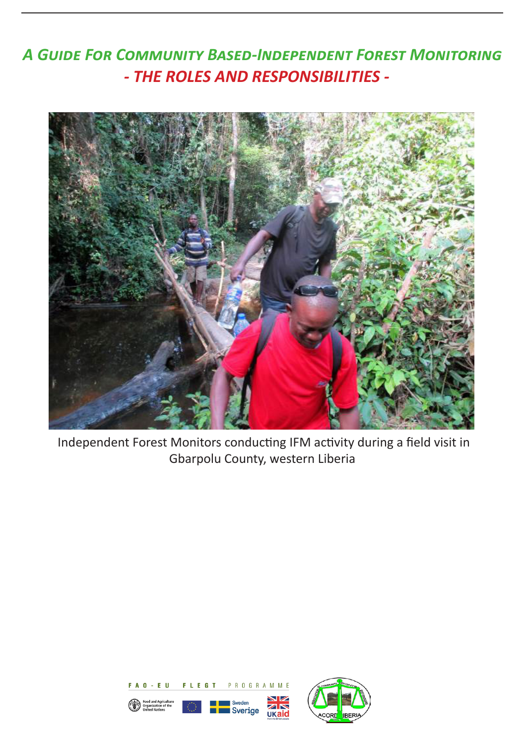# *A Guide For Community Based-Independent Forest Monitoring*

## *- THE ROLES AND RESPONSIBILITIES -*

Independent Forest Monitors conducting IFM activity during a field visit in Gbarpolu County, western Liberia

FAO - EU FLEGT PROGRAMME

Food and Agriculture Organization of the United Nations

Sweden Sverige

UKaid from the British people

ACORD LIBERIA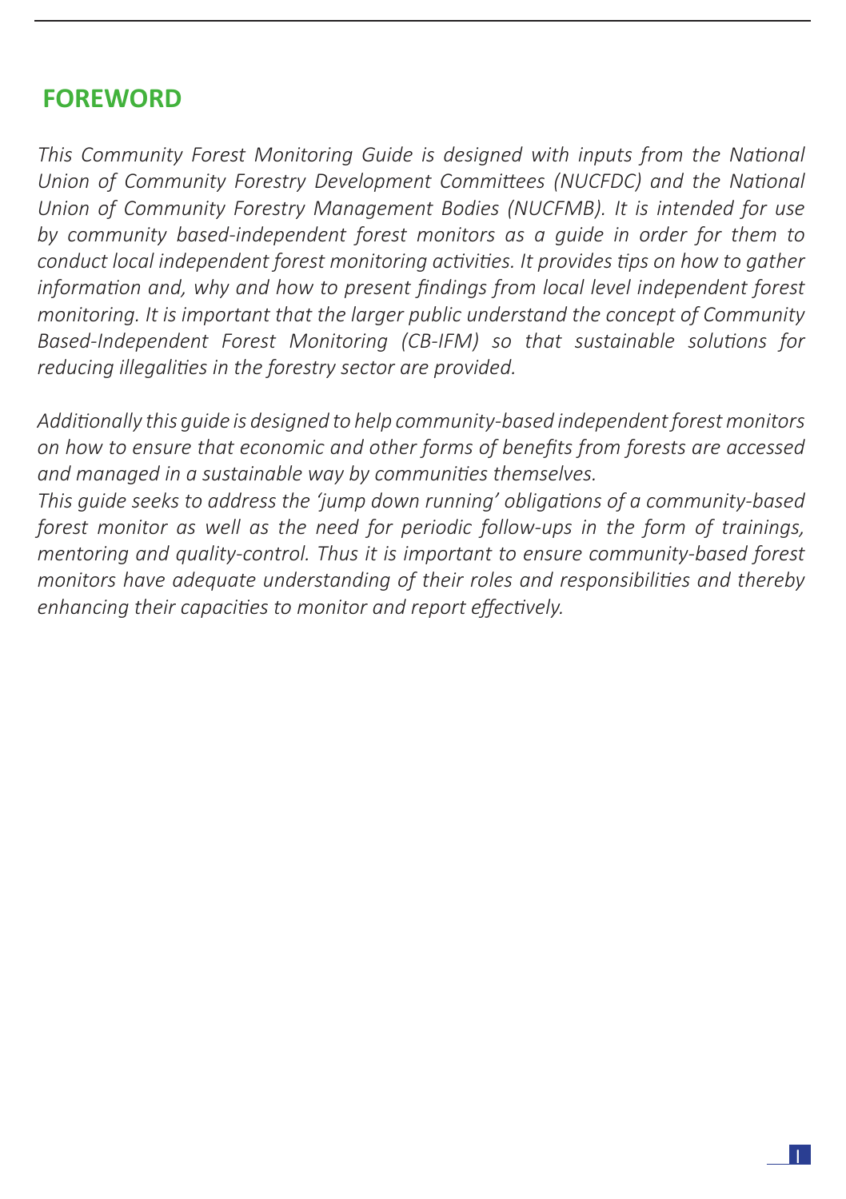## FOREWORD

*This Community Forest Monitoring Guide is designed with inputs from the National Union of Community Forestry Development Committees (NUCFDC) and the National Union of Community Forestry Management Bodies (NUCFMB). It is intended for use by community based-independent forest monitors as a guide in order for them to conduct local independent forest monitoring activities. It provides tips on how to gather information and, why and how to present findings from local level independent forest monitoring. It is important that the larger public understand the concept of Community Based-Independent Forest Monitoring (CB-IFM) so that sustainable solutions for reducing illegalities in the forestry sector are provided.*

*Additionally this guide is designed to help community-based independent forest monitors on how to ensure that economic and other forms of benefits from forests are accessed and managed in a sustainable way by communities themselves.*

*This guide seeks to address the 'jump down running' obligations of a community-based forest monitor as well as the need for periodic follow-ups in the form of trainings, mentoring and quality-control. Thus it is important to ensure community-based forest monitors have adequate understanding of their roles and responsibilities and thereby enhancing their capacities to monitor and report effectively.*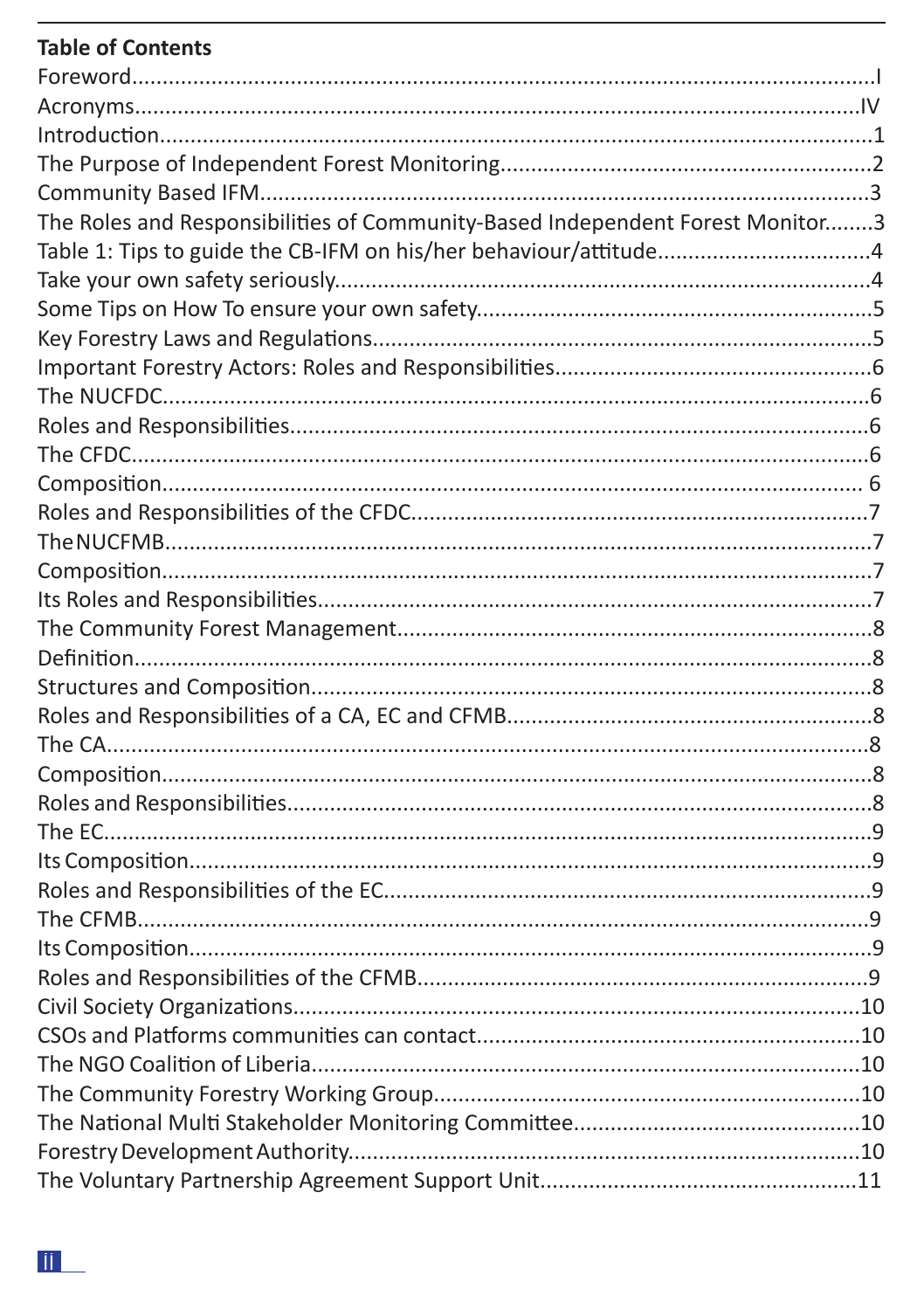## Table of Contents

Foreword....................................................................................................I
Acronyms..................................................................................................IV
Introduction................................................................................................1
The Purpose of Independent Forest Monitoring..........................................2
Community Based IFM...............................................................................3
The Roles and Responsibilities of Community-Based Independent Forest Monitor........3
Table 1: Tips to guide the CB-IFM on his/her behaviour/attitude..................................4
Take your own safety seriously.................................................................4
Some Tips on How To ensure your own safety............................................5
Key Forestry Laws and Regulations............................................................5
Important Forestry Actors: Roles and Responsibilities..................................6
The NUCFDC...............................................................................................6
Roles and Responsibilities..........................................................................6
The CFDC....................................................................................................6
Composition................................................................................................6
Roles and Responsibilities of the CFDC.......................................................7
The NUCFMB...............................................................................................7
Composition................................................................................................7
Its Roles and Responsibilities......................................................................7
The Community Forest Management..........................................................8
Definition....................................................................................................8
Structures and Composition.......................................................................8
Roles and Responsibilities of a CA, EC and CFMB.......................................8
The CA........................................................................................................8
Composition................................................................................................8
Roles and Responsibilities..........................................................................8
The EC........................................................................................................9
Its Composition...........................................................................................9
Roles and Responsibilities of the EC...........................................................9
The CFMB...................................................................................................9
Its Composition...........................................................................................9
Roles and Responsibilities of the CFMB.......................................................9
Civil Society Organizations........................................................................10
CSOs and Platforms communities can contact...........................................10
The NGO Coalition of Liberia.....................................................................10
The Community Forestry Working Group...................................................10
The National Multi Stakeholder Monitoring Committee................................10
Forestry Development Authority.................................................................10
The Voluntary Partnership Agreement Support Unit....................................11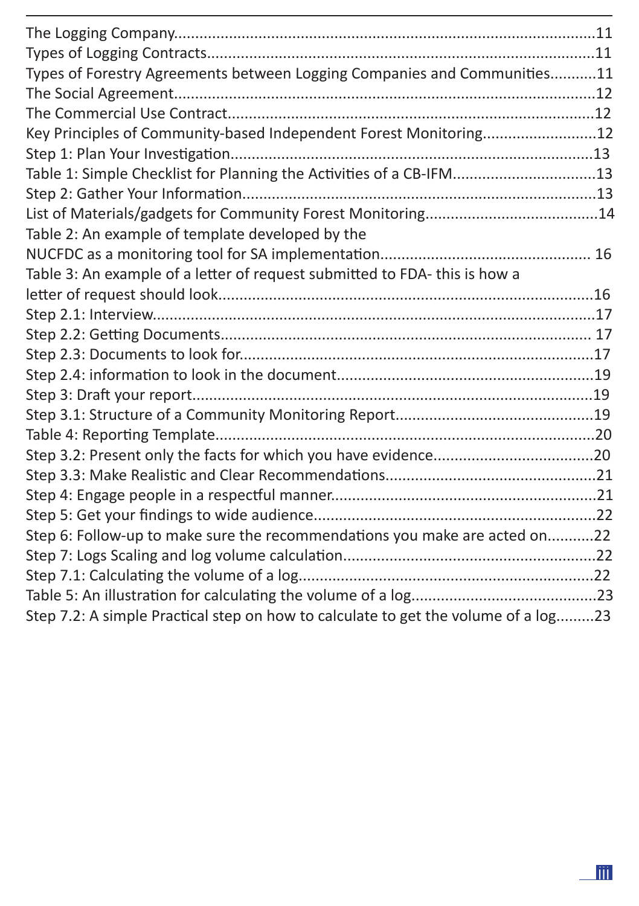The Logging Company....................................................................................................11
Types of Logging Contracts..........................................................................................11
Types of Forestry Agreements between Logging Companies and Communities...........11
The Social Agreement...................................................................................................12
The Commercial Use Contract......................................................................................12
Key Principles of Community-based Independent Forest Monitoring...........................12
Step 1: Plan Your Investigation.....................................................................................13
Table 1: Simple Checklist for Planning the Activities of a CB-IFM..................................13
Step 2: Gather Your Information...................................................................................13
List of Materials/gadgets for Community Forest Monitoring.........................................14
Table 2: An example of template developed by the NUCFDC as a monitoring tool for SA implementation................................................. 16
Table 3: An example of a letter of request submitted to FDA- this is how a letter of request should look........................................................................................16
Step 2.1: Interview........................................................................................................17
Step 2.2: Getting Documents....................................................................................... 17
Step 2.3: Documents to look for...................................................................................17
Step 2.4: information to look in the document.............................................................19
Step 3: Draft your report..............................................................................................19
Step 3.1: Structure of a Community Monitoring Report...............................................19
Table 4: Reporting Template.........................................................................................20
Step 3.2: Present only the facts for which you have evidence......................................20
Step 3.3: Make Realistic and Clear Recommendations.................................................21
Step 4: Engage people in a respectful manner..............................................................21
Step 5: Get your findings to wide audience..................................................................22
Step 6: Follow-up to make sure the recommendations you make are acted on...........22
Step 7: Logs Scaling and log volume calculation...........................................................22
Step 7.1: Calculating the volume of a log.....................................................................22
Table 5: An illustration for calculating the volume of a log...........................................23
Step 7.2: A simple Practical step on how to calculate to get the volume of a log.........23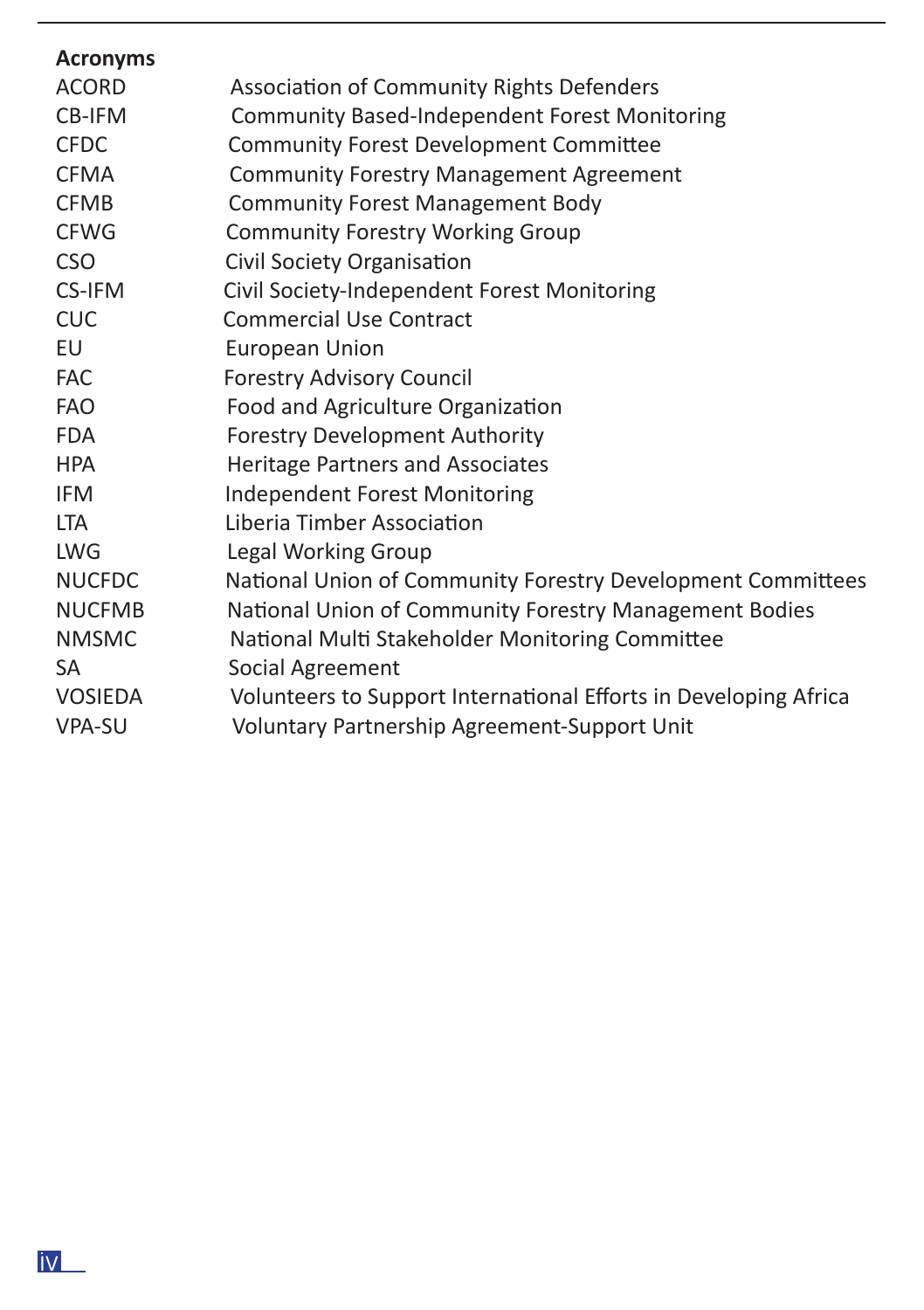## Acronyms

| | |
|---|---|
| ACORD | Association of Community Rights Defenders |
| CB-IFM | Community Based-Independent Forest Monitoring |
| CFDC | Community Forest Development Committee |
| CFMA | Community Forestry Management Agreement |
| CFMB | Community Forest Management Body |
| CFWG | Community Forestry Working Group |
| CSO | Civil Society Organisation |
| CS-IFM | Civil Society-Independent Forest Monitoring |
| CUC | Commercial Use Contract |
| EU | European Union |
| FAC | Forestry Advisory Council |
| FAO | Food and Agriculture Organization |
| FDA | Forestry Development Authority |
| HPA | Heritage Partners and Associates |
| IFM | Independent Forest Monitoring |
| LTA | Liberia Timber Association |
| LWG | Legal Working Group |
| NUCFDC | National Union of Community Forestry Development Committees |
| NUCFMB | National Union of Community Forestry Management Bodies |
| NMSMC | National Multi Stakeholder Monitoring Committee |
| SA | Social Agreement |
| VOSIEDA | Volunteers to Support International Efforts in Developing Africa |
| VPA-SU | Voluntary Partnership Agreement-Support Unit |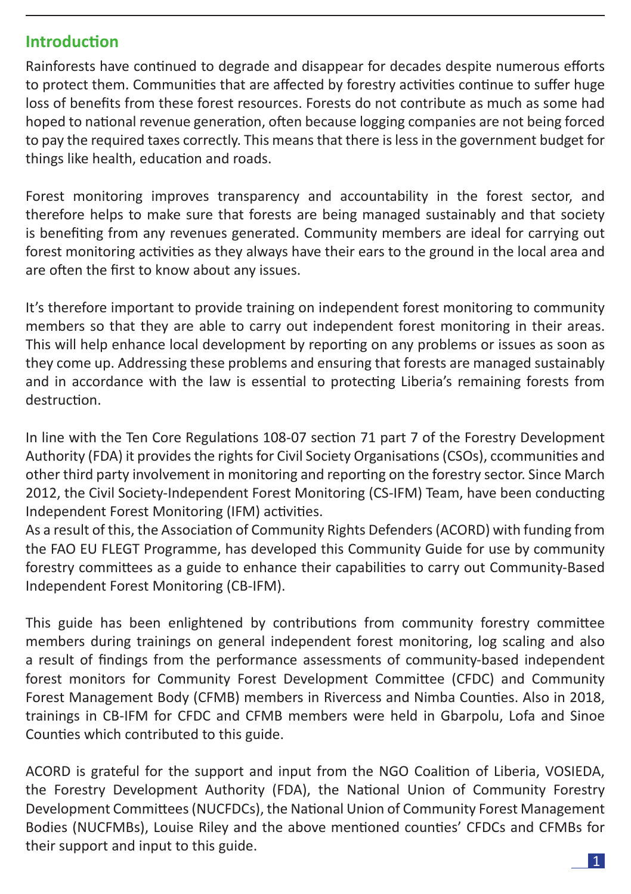## Introduction

Rainforests have continued to degrade and disappear for decades despite numerous efforts to protect them. Communities that are affected by forestry activities continue to suffer huge loss of benefits from these forest resources. Forests do not contribute as much as some had hoped to national revenue generation, often because logging companies are not being forced to pay the required taxes correctly. This means that there is less in the government budget for things like health, education and roads.

Forest monitoring improves transparency and accountability in the forest sector, and therefore helps to make sure that forests are being managed sustainably and that society is benefiting from any revenues generated. Community members are ideal for carrying out forest monitoring activities as they always have their ears to the ground in the local area and are often the first to know about any issues.

It's therefore important to provide training on independent forest monitoring to community members so that they are able to carry out independent forest monitoring in their areas. This will help enhance local development by reporting on any problems or issues as soon as they come up. Addressing these problems and ensuring that forests are managed sustainably and in accordance with the law is essential to protecting Liberia's remaining forests from destruction.

In line with the Ten Core Regulations 108-07 section 71 part 7 of the Forestry Development Authority (FDA) it provides the rights for Civil Society Organisations (CSOs), ccommunities and other third party involvement in monitoring and reporting on the forestry sector. Since March 2012, the Civil Society-Independent Forest Monitoring (CS-IFM) Team, have been conducting Independent Forest Monitoring (IFM) activities.
As a result of this, the Association of Community Rights Defenders (ACORD) with funding from the FAO EU FLEGT Programme, has developed this Community Guide for use by community forestry committees as a guide to enhance their capabilities to carry out Community-Based Independent Forest Monitoring (CB-IFM).

This guide has been enlightened by contributions from community forestry committee members during trainings on general independent forest monitoring, log scaling and also a result of findings from the performance assessments of community-based independent forest monitors for Community Forest Development Committee (CFDC) and Community Forest Management Body (CFMB) members in Rivercess and Nimba Counties. Also in 2018, trainings in CB-IFM for CFDC and CFMB members were held in Gbarpolu, Lofa and Sinoe Counties which contributed to this guide.

ACORD is grateful for the support and input from the NGO Coalition of Liberia, VOSIEDA, the Forestry Development Authority (FDA), the National Union of Community Forestry Development Committees (NUCFDCs), the National Union of Community Forest Management Bodies (NUCFMBs), Louise Riley and the above mentioned counties' CFDCs and CFMBs for their support and input to this guide.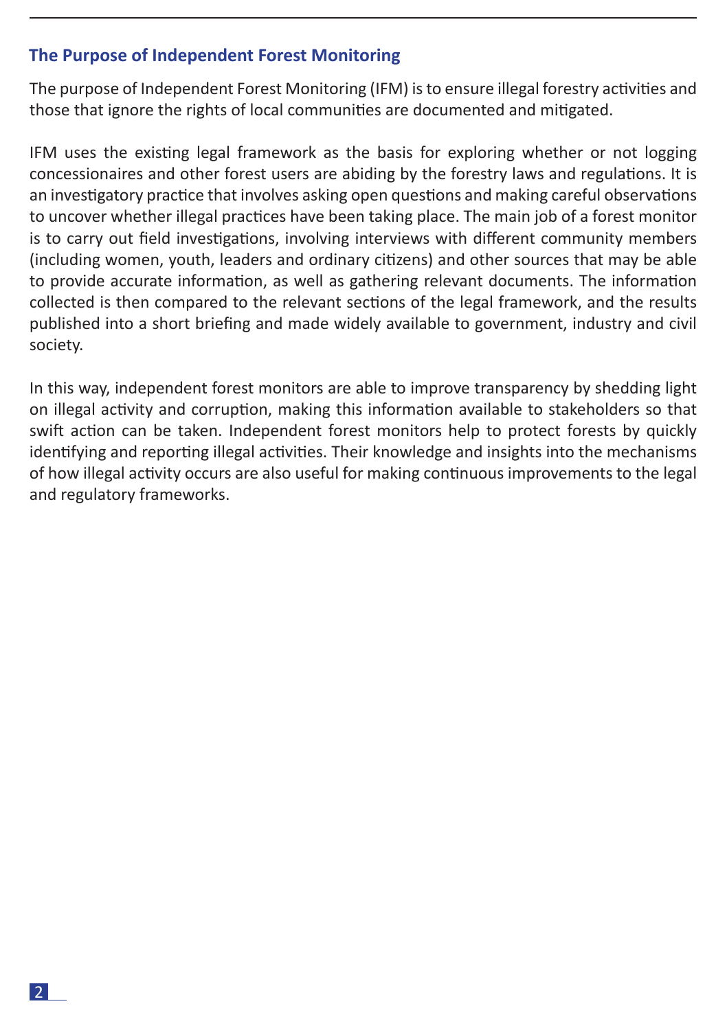## The Purpose of Independent Forest Monitoring

The purpose of Independent Forest Monitoring (IFM) is to ensure illegal forestry activities and those that ignore the rights of local communities are documented and mitigated.

IFM uses the existing legal framework as the basis for exploring whether or not logging concessionaires and other forest users are abiding by the forestry laws and regulations. It is an investigatory practice that involves asking open questions and making careful observations to uncover whether illegal practices have been taking place. The main job of a forest monitor is to carry out field investigations, involving interviews with different community members (including women, youth, leaders and ordinary citizens) and other sources that may be able to provide accurate information, as well as gathering relevant documents. The information collected is then compared to the relevant sections of the legal framework, and the results published into a short briefing and made widely available to government, industry and civil society.

In this way, independent forest monitors are able to improve transparency by shedding light on illegal activity and corruption, making this information available to stakeholders so that swift action can be taken. Independent forest monitors help to protect forests by quickly identifying and reporting illegal activities. Their knowledge and insights into the mechanisms of how illegal activity occurs are also useful for making continuous improvements to the legal and regulatory frameworks.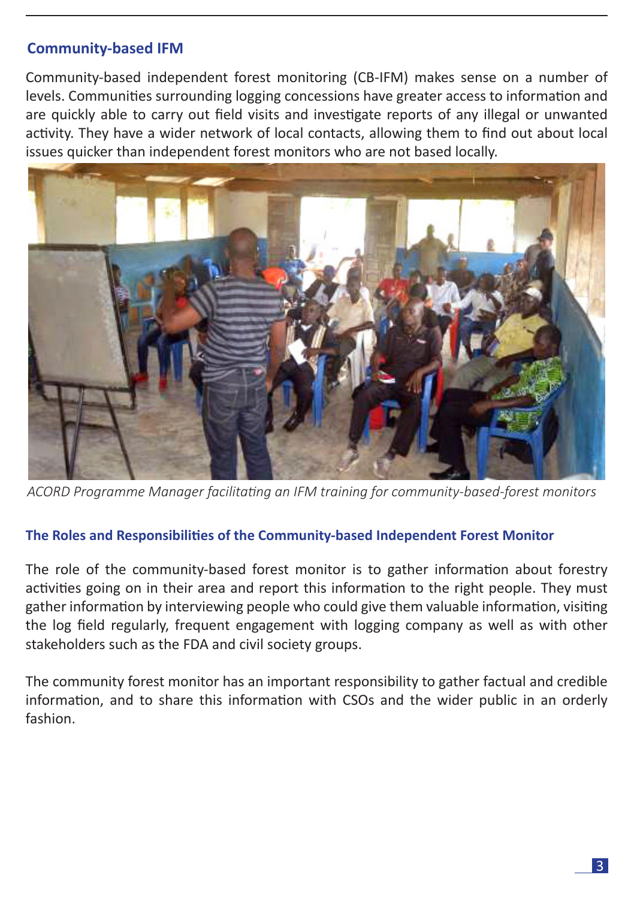## Community-based IFM

Community-based independent forest monitoring (CB-IFM) makes sense on a number of levels. Communities surrounding logging concessions have greater access to information and are quickly able to carry out field visits and investigate reports of any illegal or unwanted activity. They have a wider network of local contacts, allowing them to find out about local issues quicker than independent forest monitors who are not based locally.

*ACORD Programme Manager facilitating an IFM training for community-based-forest monitors*

### The Roles and Responsibilities of the Community-based Independent Forest Monitor

The role of the community-based forest monitor is to gather information about forestry activities going on in their area and report this information to the right people. They must gather information by interviewing people who could give them valuable information, visiting the log field regularly, frequent engagement with logging company as well as with other stakeholders such as the FDA and civil society groups.

The community forest monitor has an important responsibility to gather factual and credible information, and to share this information with CSOs and the wider public in an orderly fashion.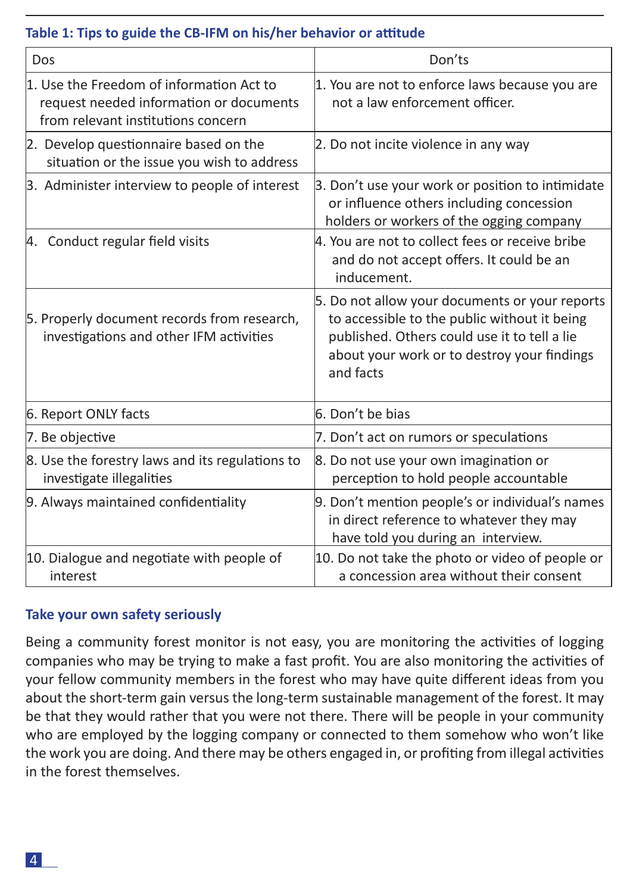### Table 1: Tips to guide the CB-IFM on his/her behavior or attitude

| Dos | Don'ts |
|---|---|
| 1. Use the Freedom of information Act to request needed information or documents from relevant institutions concern | 1. You are not to enforce laws because you are not a law enforcement officer. |
| 2. Develop questionnaire based on the situation or the issue you wish to address | 2. Do not incite violence in any way |
| 3. Administer interview to people of interest | 3. Don't use your work or position to intimidate or influence others including concession holders or workers of the ogging company |
| 4. Conduct regular field visits | 4. You are not to collect fees or receive bribe and do not accept offers. It could be an inducement. |
| 5. Properly document records from research, investigations and other IFM activities | 5. Do not allow your documents or your reports to accessible to the public without it being published. Others could use it to tell a lie about your work or to destroy your findings and facts |
| 6. Report ONLY facts | 6. Don't be bias |
| 7. Be objective | 7. Don't act on rumors or speculations |
| 8. Use the forestry laws and its regulations to investigate illegalities | 8. Do not use your own imagination or perception to hold people accountable |
| 9. Always maintained confidentiality | 9. Don't mention people's or individual's names in direct reference to whatever they may have told you during an interview. |
| 10. Dialogue and negotiate with people of interest | 10. Do not take the photo or video of people or a concession area without their consent |

### Take your own safety seriously

Being a community forest monitor is not easy, you are monitoring the activities of logging companies who may be trying to make a fast profit. You are also monitoring the activities of your fellow community members in the forest who may have quite different ideas from you about the short-term gain versus the long-term sustainable management of the forest. It may be that they would rather that you were not there. There will be people in your community who are employed by the logging company or connected to them somehow who won't like the work you are doing. And there may be others engaged in, or profiting from illegal activities in the forest themselves.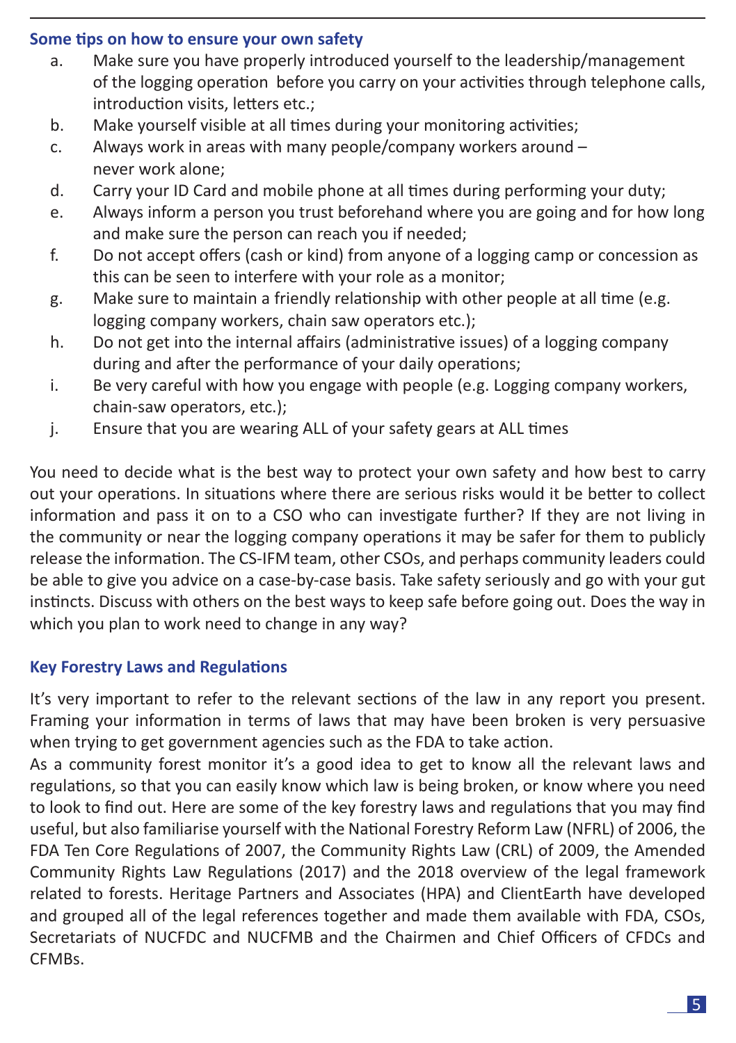### Some tips on how to ensure your own safety

a. Make sure you have properly introduced yourself to the leadership/management of the logging operation before you carry on your activities through telephone calls, introduction visits, letters etc.;
b. Make yourself visible at all times during your monitoring activities;
c. Always work in areas with many people/company workers around – never work alone;
d. Carry your ID Card and mobile phone at all times during performing your duty;
e. Always inform a person you trust beforehand where you are going and for how long and make sure the person can reach you if needed;
f. Do not accept offers (cash or kind) from anyone of a logging camp or concession as this can be seen to interfere with your role as a monitor;
g. Make sure to maintain a friendly relationship with other people at all time (e.g. logging company workers, chain saw operators etc.);
h. Do not get into the internal affairs (administrative issues) of a logging company during and after the performance of your daily operations;
i. Be very careful with how you engage with people (e.g. Logging company workers, chain-saw operators, etc.);
j. Ensure that you are wearing ALL of your safety gears at ALL times

You need to decide what is the best way to protect your own safety and how best to carry out your operations. In situations where there are serious risks would it be better to collect information and pass it on to a CSO who can investigate further? If they are not living in the community or near the logging company operations it may be safer for them to publicly release the information. The CS-IFM team, other CSOs, and perhaps community leaders could be able to give you advice on a case-by-case basis. Take safety seriously and go with your gut instincts. Discuss with others on the best ways to keep safe before going out. Does the way in which you plan to work need to change in any way?

### Key Forestry Laws and Regulations

It's very important to refer to the relevant sections of the law in any report you present. Framing your information in terms of laws that may have been broken is very persuasive when trying to get government agencies such as the FDA to take action.

As a community forest monitor it's a good idea to get to know all the relevant laws and regulations, so that you can easily know which law is being broken, or know where you need to look to find out. Here are some of the key forestry laws and regulations that you may find useful, but also familiarise yourself with the National Forestry Reform Law (NFRL) of 2006, the FDA Ten Core Regulations of 2007, the Community Rights Law (CRL) of 2009, the Amended Community Rights Law Regulations (2017) and the 2018 overview of the legal framework related to forests. Heritage Partners and Associates (HPA) and ClientEarth have developed and grouped all of the legal references together and made them available with FDA, CSOs, Secretariats of NUCFDC and NUCFMB and the Chairmen and Chief Officers of CFDCs and CFMBs.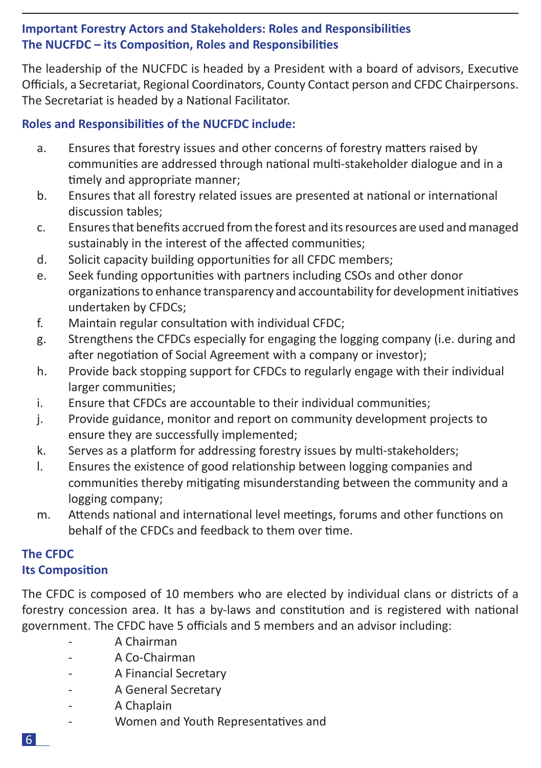## Important Forestry Actors and Stakeholders: Roles and Responsibilities

### The NUCFDC – its Composition, Roles and Responsibilities

The leadership of the NUCFDC is headed by a President with a board of advisors, Executive Officials, a Secretariat, Regional Coordinators, County Contact person and CFDC Chairpersons. The Secretariat is headed by a National Facilitator.

**Roles and Responsibilities of the NUCFDC include:**

a. Ensures that forestry issues and other concerns of forestry matters raised by communities are addressed through national multi-stakeholder dialogue and in a timely and appropriate manner;
b. Ensures that all forestry related issues are presented at national or international discussion tables;
c. Ensures that benefits accrued from the forest and its resources are used and managed sustainably in the interest of the affected communities;
d. Solicit capacity building opportunities for all CFDC members;
e. Seek funding opportunities with partners including CSOs and other donor organizations to enhance transparency and accountability for development initiatives undertaken by CFDCs;
f. Maintain regular consultation with individual CFDC;
g. Strengthens the CFDCs especially for engaging the logging company (i.e. during and after negotiation of Social Agreement with a company or investor);
h. Provide back stopping support for CFDCs to regularly engage with their individual larger communities;
i. Ensure that CFDCs are accountable to their individual communities;
j. Provide guidance, monitor and report on community development projects to ensure they are successfully implemented;
k. Serves as a platform for addressing forestry issues by multi-stakeholders;
l. Ensures the existence of good relationship between logging companies and communities thereby mitigating misunderstanding between the community and a logging company;
m. Attends national and international level meetings, forums and other functions on behalf of the CFDCs and feedback to them over time.

### The CFDC

### Its Composition

The CFDC is composed of 10 members who are elected by individual clans or districts of a forestry concession area. It has a by-laws and constitution and is registered with national government. The CFDC have 5 officials and 5 members and an advisor including:

- A Chairman
- A Co-Chairman
- A Financial Secretary
- A General Secretary
- A Chaplain
- Women and Youth Representatives and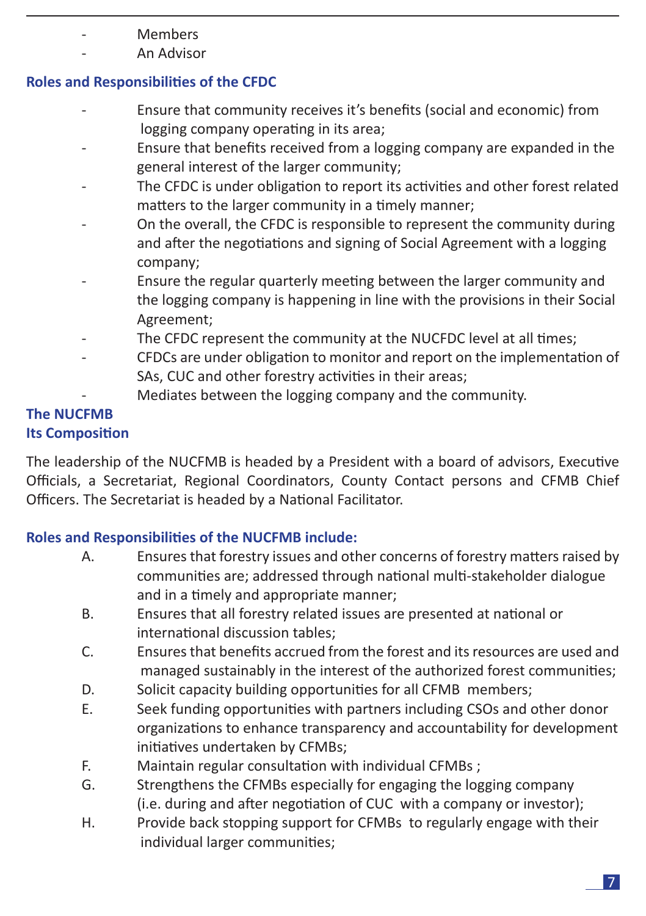- Members
- An Advisor

### Roles and Responsibilities of the CFDC

- Ensure that community receives it's benefits (social and economic) from logging company operating in its area;
- Ensure that benefits received from a logging company are expanded in the general interest of the larger community;
- The CFDC is under obligation to report its activities and other forest related matters to the larger community in a timely manner;
- On the overall, the CFDC is responsible to represent the community during and after the negotiations and signing of Social Agreement with a logging company;
- Ensure the regular quarterly meeting between the larger community and the logging company is happening in line with the provisions in their Social Agreement;
- The CFDC represent the community at the NUCFDC level at all times;
- CFDCs are under obligation to monitor and report on the implementation of SAs, CUC and other forestry activities in their areas;
- Mediates between the logging company and the community.

### The NUCFMB
### Its Composition

The leadership of the NUCFMB is headed by a President with a board of advisors, Executive Officials, a Secretariat, Regional Coordinators, County Contact persons and CFMB Chief Officers. The Secretariat is headed by a National Facilitator.

### Roles and Responsibilities of the NUCFMB include:

A. Ensures that forestry issues and other concerns of forestry matters raised by communities are; addressed through national multi-stakeholder dialogue and in a timely and appropriate manner;

B. Ensures that all forestry related issues are presented at national or international discussion tables;

C. Ensures that benefits accrued from the forest and its resources are used and managed sustainably in the interest of the authorized forest communities;

D. Solicit capacity building opportunities for all CFMB members;

E. Seek funding opportunities with partners including CSOs and other donor organizations to enhance transparency and accountability for development initiatives undertaken by CFMBs;

F. Maintain regular consultation with individual CFMBs ;

G. Strengthens the CFMBs especially for engaging the logging company (i.e. during and after negotiation of CUC with a company or investor);

H. Provide back stopping support for CFMBs to regularly engage with their individual larger communities;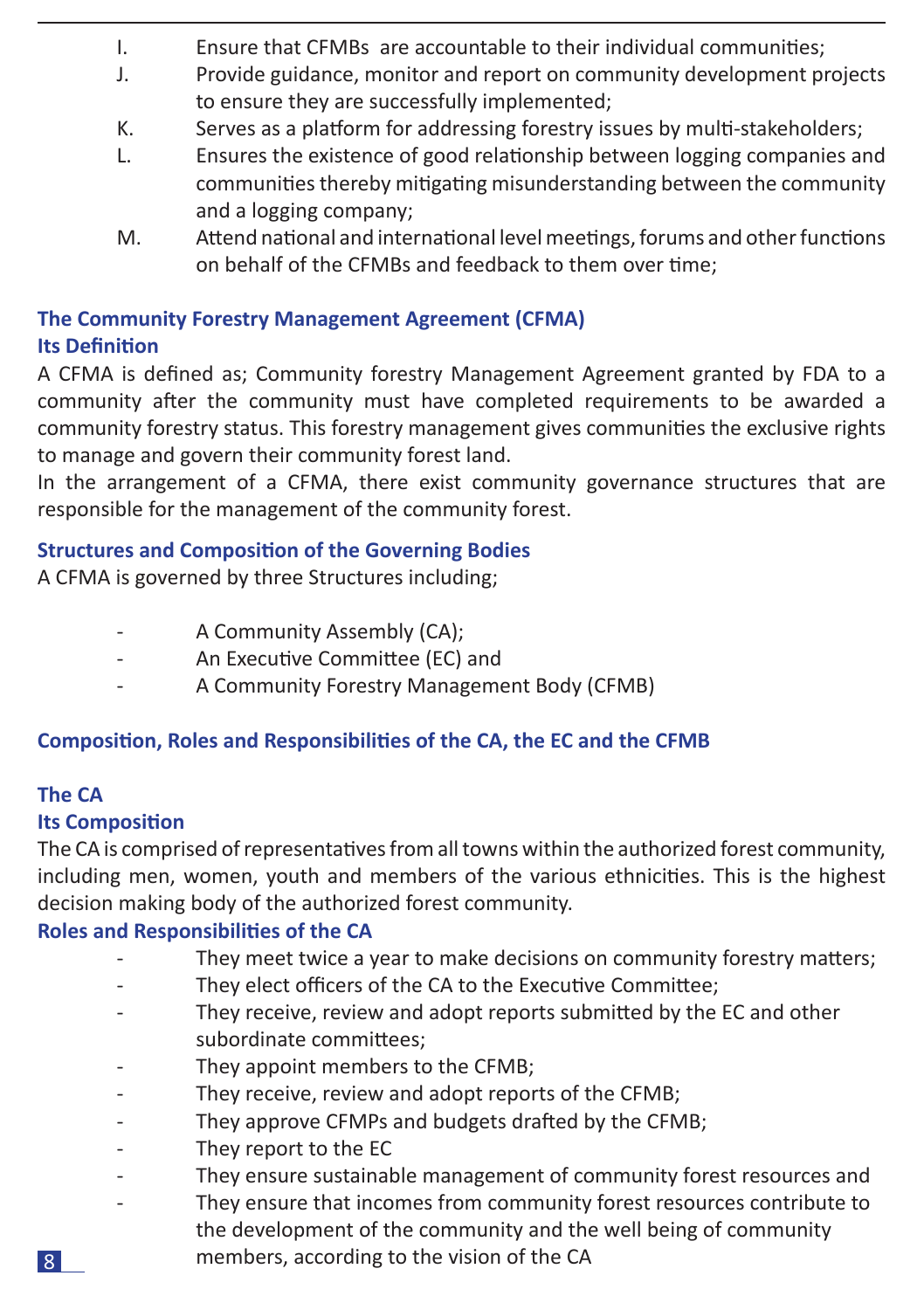I. Ensure that CFMBs are accountable to their individual communities;
J. Provide guidance, monitor and report on community development projects to ensure they are successfully implemented;
K. Serves as a platform for addressing forestry issues by multi-stakeholders;
L. Ensures the existence of good relationship between logging companies and communities thereby mitigating misunderstanding between the community and a logging company;
M. Attend national and international level meetings, forums and other functions on behalf of the CFMBs and feedback to them over time;

## The Community Forestry Management Agreement (CFMA)

### Its Definition

A CFMA is defined as; Community forestry Management Agreement granted by FDA to a community after the community must have completed requirements to be awarded a community forestry status. This forestry management gives communities the exclusive rights to manage and govern their community forest land.

In the arrangement of a CFMA, there exist community governance structures that are responsible for the management of the community forest.

### Structures and Composition of the Governing Bodies

A CFMA is governed by three Structures including;

- A Community Assembly (CA);
- An Executive Committee (EC) and
- A Community Forestry Management Body (CFMB)

### Composition, Roles and Responsibilities of the CA, the EC and the CFMB

### The CA

### Its Composition

The CA is comprised of representatives from all towns within the authorized forest community, including men, women, youth and members of the various ethnicities. This is the highest decision making body of the authorized forest community.

### Roles and Responsibilities of the CA

- They meet twice a year to make decisions on community forestry matters;
- They elect officers of the CA to the Executive Committee;
- They receive, review and adopt reports submitted by the EC and other subordinate committees;
- They appoint members to the CFMB;
- They receive, review and adopt reports of the CFMB;
- They approve CFMPs and budgets drafted by the CFMB;
- They report to the EC
- They ensure sustainable management of community forest resources and
- They ensure that incomes from community forest resources contribute to the development of the community and the well being of community members, according to the vision of the CA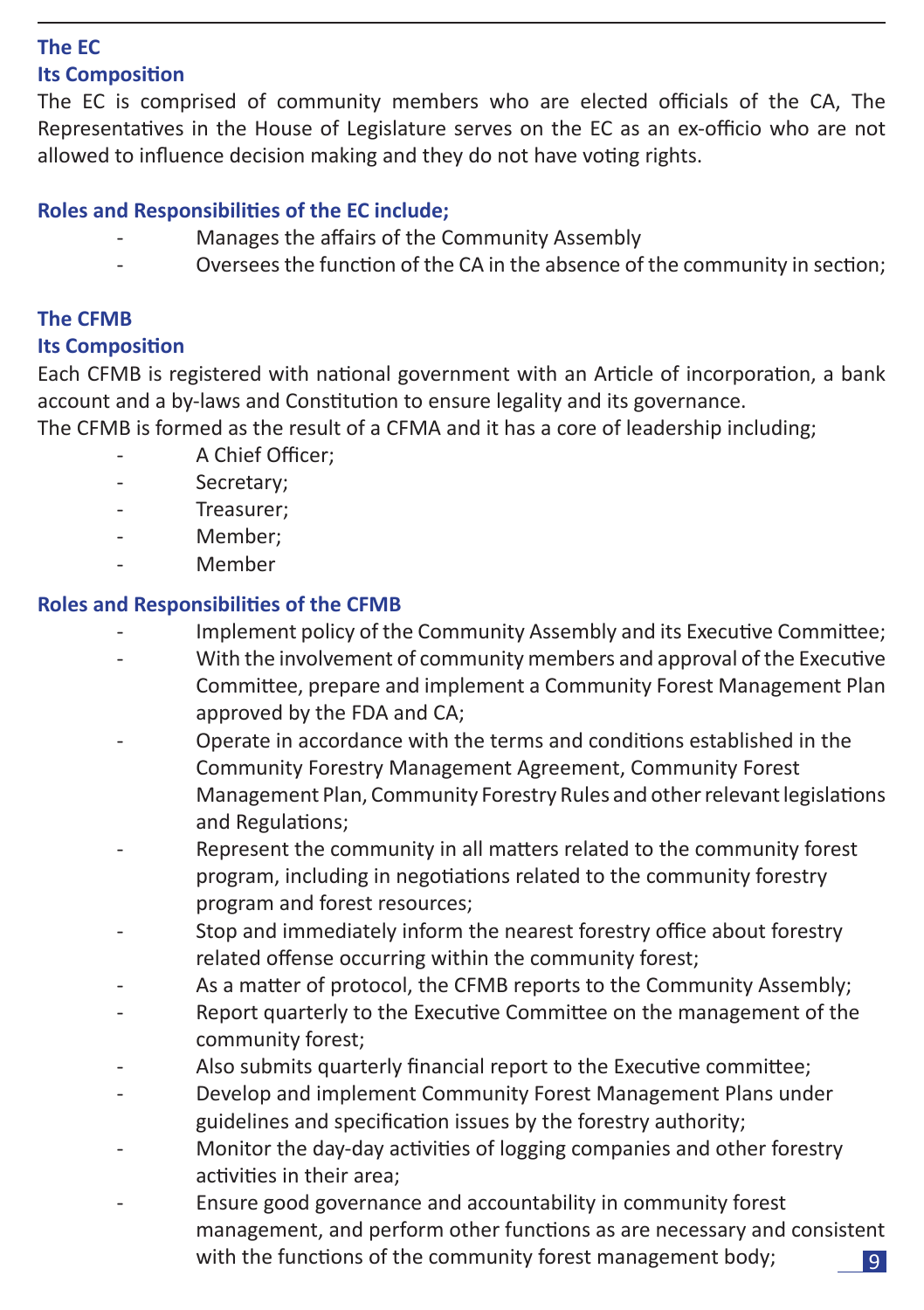### The EC

#### Its Composition

The EC is comprised of community members who are elected officials of the CA, The Representatives in the House of Legislature serves on the EC as an ex-officio who are not allowed to influence decision making and they do not have voting rights.

#### Roles and Responsibilities of the EC include;

- Manages the affairs of the Community Assembly
- Oversees the function of the CA in the absence of the community in section;

### The CFMB

#### Its Composition

Each CFMB is registered with national government with an Article of incorporation, a bank account and a by-laws and Constitution to ensure legality and its governance.

The CFMB is formed as the result of a CFMA and it has a core of leadership including;

- A Chief Officer;
- Secretary;
- Treasurer;
- Member;
- Member

#### Roles and Responsibilities of the CFMB

- Implement policy of the Community Assembly and its Executive Committee;
- With the involvement of community members and approval of the Executive Committee, prepare and implement a Community Forest Management Plan approved by the FDA and CA;
- Operate in accordance with the terms and conditions established in the Community Forestry Management Agreement, Community Forest Management Plan, Community Forestry Rules and other relevant legislations and Regulations;
- Represent the community in all matters related to the community forest program, including in negotiations related to the community forestry program and forest resources;
- Stop and immediately inform the nearest forestry office about forestry related offense occurring within the community forest;
- As a matter of protocol, the CFMB reports to the Community Assembly;
- Report quarterly to the Executive Committee on the management of the community forest;
- Also submits quarterly financial report to the Executive committee;
- Develop and implement Community Forest Management Plans under guidelines and specification issues by the forestry authority;
- Monitor the day-day activities of logging companies and other forestry activities in their area;
- Ensure good governance and accountability in community forest management, and perform other functions as are necessary and consistent with the functions of the community forest management body;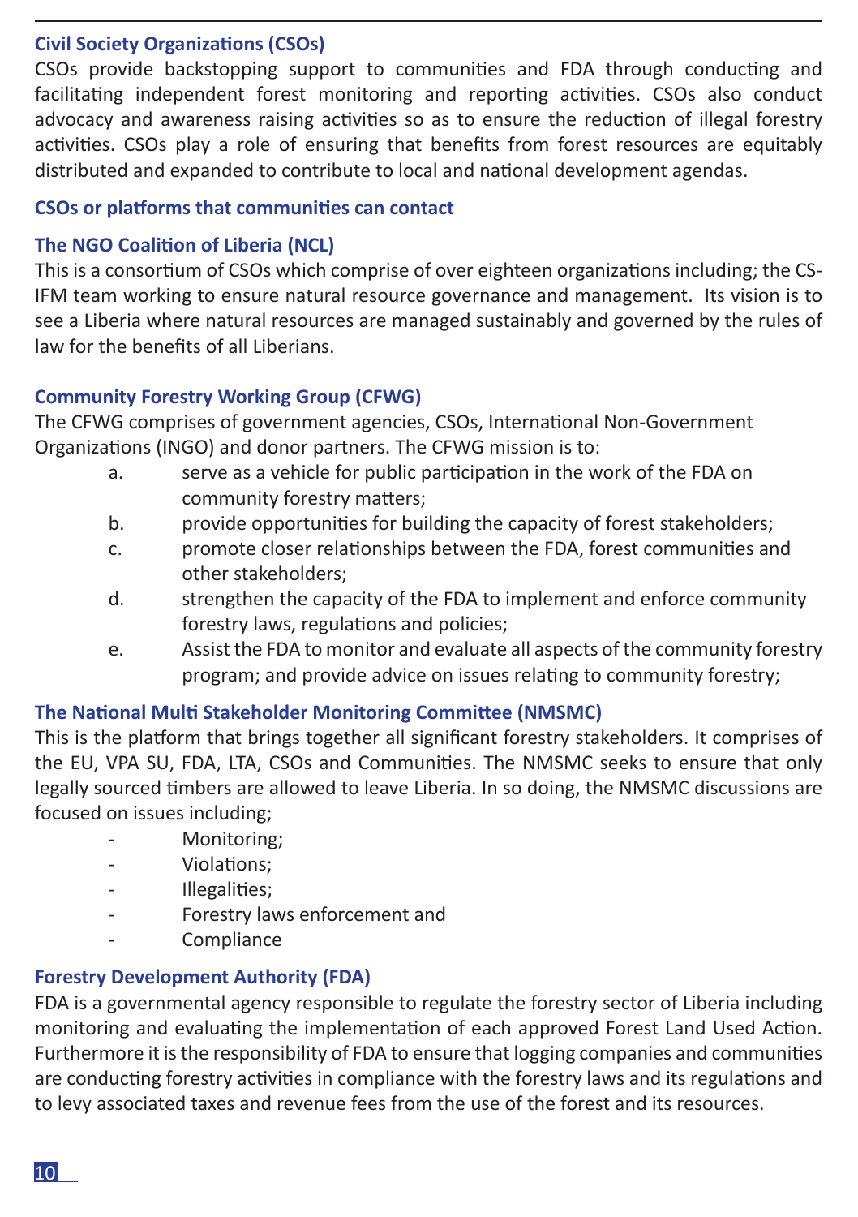### Civil Society Organizations (CSOs)

CSOs provide backstopping support to communities and FDA through conducting and facilitating independent forest monitoring and reporting activities. CSOs also conduct advocacy and awareness raising activities so as to ensure the reduction of illegal forestry activities. CSOs play a role of ensuring that benefits from forest resources are equitably distributed and expanded to contribute to local and national development agendas.

### CSOs or platforms that communities can contact

### The NGO Coalition of Liberia (NCL)

This is a consortium of CSOs which comprise of over eighteen organizations including; the CS-IFM team working to ensure natural resource governance and management. Its vision is to see a Liberia where natural resources are managed sustainably and governed by the rules of law for the benefits of all Liberians.

### Community Forestry Working Group (CFWG)

The CFWG comprises of government agencies, CSOs, International Non-Government Organizations (INGO) and donor partners. The CFWG mission is to:

a. serve as a vehicle for public participation in the work of the FDA on community forestry matters;
b. provide opportunities for building the capacity of forest stakeholders;
c. promote closer relationships between the FDA, forest communities and other stakeholders;
d. strengthen the capacity of the FDA to implement and enforce community forestry laws, regulations and policies;
e. Assist the FDA to monitor and evaluate all aspects of the community forestry program; and provide advice on issues relating to community forestry;

### The National Multi Stakeholder Monitoring Committee (NMSMC)

This is the platform that brings together all significant forestry stakeholders. It comprises of the EU, VPA SU, FDA, LTA, CSOs and Communities. The NMSMC seeks to ensure that only legally sourced timbers are allowed to leave Liberia. In so doing, the NMSMC discussions are focused on issues including;

- Monitoring;
- Violations;
- Illegalities;
- Forestry laws enforcement and
- Compliance

### Forestry Development Authority (FDA)

FDA is a governmental agency responsible to regulate the forestry sector of Liberia including monitoring and evaluating the implementation of each approved Forest Land Used Action. Furthermore it is the responsibility of FDA to ensure that logging companies and communities are conducting forestry activities in compliance with the forestry laws and its regulations and to levy associated taxes and revenue fees from the use of the forest and its resources.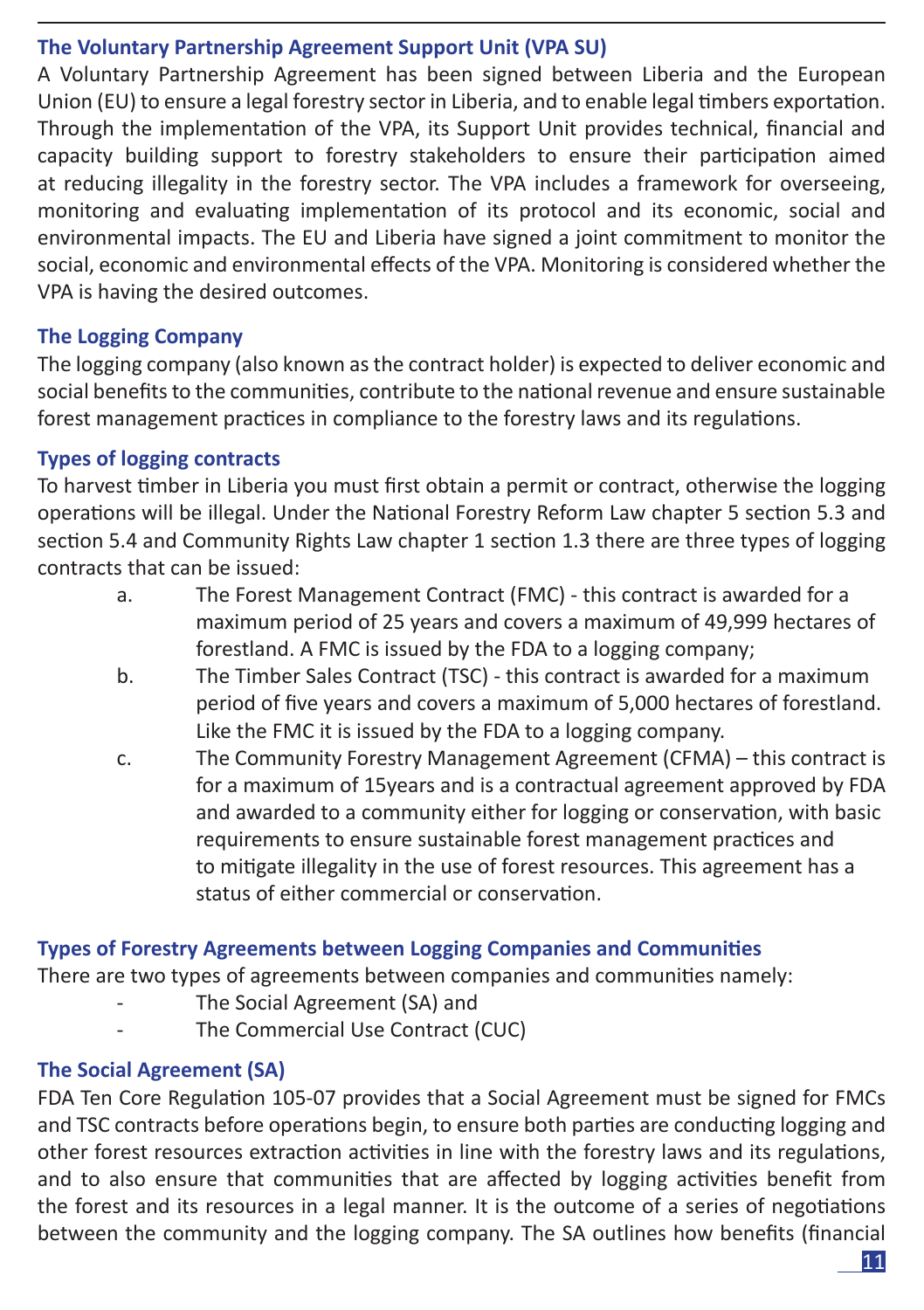### The Voluntary Partnership Agreement Support Unit (VPA SU)

A Voluntary Partnership Agreement has been signed between Liberia and the European Union (EU) to ensure a legal forestry sector in Liberia, and to enable legal timbers exportation. Through the implementation of the VPA, its Support Unit provides technical, financial and capacity building support to forestry stakeholders to ensure their participation aimed at reducing illegality in the forestry sector. The VPA includes a framework for overseeing, monitoring and evaluating implementation of its protocol and its economic, social and environmental impacts. The EU and Liberia have signed a joint commitment to monitor the social, economic and environmental effects of the VPA. Monitoring is considered whether the VPA is having the desired outcomes.

### The Logging Company

The logging company (also known as the contract holder) is expected to deliver economic and social benefits to the communities, contribute to the national revenue and ensure sustainable forest management practices in compliance to the forestry laws and its regulations.

### Types of logging contracts

To harvest timber in Liberia you must first obtain a permit or contract, otherwise the logging operations will be illegal. Under the National Forestry Reform Law chapter 5 section 5.3 and section 5.4 and Community Rights Law chapter 1 section 1.3 there are three types of logging contracts that can be issued:

a. The Forest Management Contract (FMC) - this contract is awarded for a maximum period of 25 years and covers a maximum of 49,999 hectares of forestland. A FMC is issued by the FDA to a logging company;

b. The Timber Sales Contract (TSC) - this contract is awarded for a maximum period of five years and covers a maximum of 5,000 hectares of forestland. Like the FMC it is issued by the FDA to a logging company.

c. The Community Forestry Management Agreement (CFMA) – this contract is for a maximum of 15years and is a contractual agreement approved by FDA and awarded to a community either for logging or conservation, with basic requirements to ensure sustainable forest management practices and to mitigate illegality in the use of forest resources. This agreement has a status of either commercial or conservation.

### Types of Forestry Agreements between Logging Companies and Communities

There are two types of agreements between companies and communities namely:

- The Social Agreement (SA) and
- The Commercial Use Contract (CUC)

### The Social Agreement (SA)

FDA Ten Core Regulation 105-07 provides that a Social Agreement must be signed for FMCs and TSC contracts before operations begin, to ensure both parties are conducting logging and other forest resources extraction activities in line with the forestry laws and its regulations, and to also ensure that communities that are affected by logging activities benefit from the forest and its resources in a legal manner. It is the outcome of a series of negotiations between the community and the logging company. The SA outlines how benefits (financial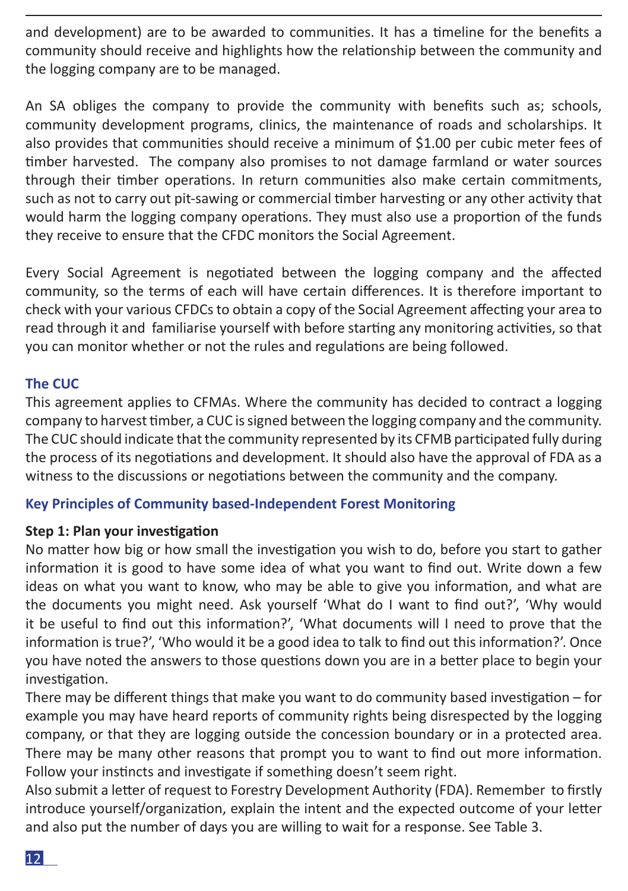and development) are to be awarded to communities. It has a timeline for the benefits a community should receive and highlights how the relationship between the community and the logging company are to be managed.

An SA obliges the company to provide the community with benefits such as; schools, community development programs, clinics, the maintenance of roads and scholarships. It also provides that communities should receive a minimum of $1.00 per cubic meter fees of timber harvested. The company also promises to not damage farmland or water sources through their timber operations. In return communities also make certain commitments, such as not to carry out pit-sawing or commercial timber harvesting or any other activity that would harm the logging company operations. They must also use a proportion of the funds they receive to ensure that the CFDC monitors the Social Agreement.

Every Social Agreement is negotiated between the logging company and the affected community, so the terms of each will have certain differences. It is therefore important to check with your various CFDCs to obtain a copy of the Social Agreement affecting your area to read through it and familiarise yourself with before starting any monitoring activities, so that you can monitor whether or not the rules and regulations are being followed.

### The CUC

This agreement applies to CFMAs. Where the community has decided to contract a logging company to harvest timber, a CUC is signed between the logging company and the community. The CUC should indicate that the community represented by its CFMB participated fully during the process of its negotiations and development. It should also have the approval of FDA as a witness to the discussions or negotiations between the community and the company.

### Key Principles of Community based-Independent Forest Monitoring

**Step 1: Plan your investigation**

No matter how big or how small the investigation you wish to do, before you start to gather information it is good to have some idea of what you want to find out. Write down a few ideas on what you want to know, who may be able to give you information, and what are the documents you might need. Ask yourself 'What do I want to find out?', 'Why would it be useful to find out this information?', 'What documents will I need to prove that the information is true?', 'Who would it be a good idea to talk to find out this information?'. Once you have noted the answers to those questions down you are in a better place to begin your investigation.

There may be different things that make you want to do community based investigation – for example you may have heard reports of community rights being disrespected by the logging company, or that they are logging outside the concession boundary or in a protected area. There may be many other reasons that prompt you to want to find out more information. Follow your instincts and investigate if something doesn't seem right.

Also submit a letter of request to Forestry Development Authority (FDA). Remember to firstly introduce yourself/organization, explain the intent and the expected outcome of your letter and also put the number of days you are willing to wait for a response. See Table 3.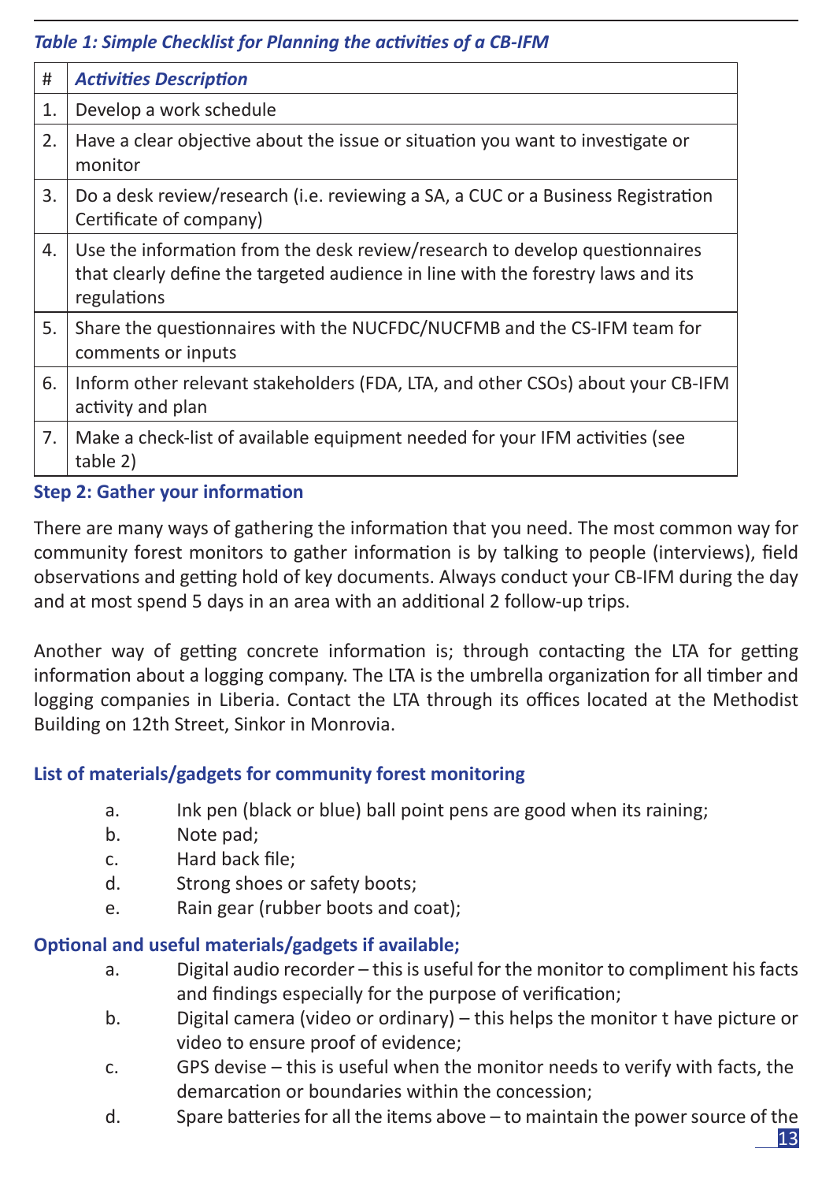*Table 1: Simple Checklist for Planning the activities of a CB-IFM*

| # | *Activities Description* |
|---|---|
| 1. | Develop a work schedule |
| 2. | Have a clear objective about the issue or situation you want to investigate or monitor |
| 3. | Do a desk review/research (i.e. reviewing a SA, a CUC or a Business Registration Certificate of company) |
| 4. | Use the information from the desk review/research to develop questionnaires that clearly define the targeted audience in line with the forestry laws and its regulations |
| 5. | Share the questionnaires with the NUCFDC/NUCFMB and the CS-IFM team for comments or inputs |
| 6. | Inform other relevant stakeholders (FDA, LTA, and other CSOs) about your CB-IFM activity and plan |
| 7. | Make a check-list of available equipment needed for your IFM activities (see table 2) |

### Step 2: Gather your information

There are many ways of gathering the information that you need. The most common way for community forest monitors to gather information is by talking to people (interviews), field observations and getting hold of key documents. Always conduct your CB-IFM during the day and at most spend 5 days in an area with an additional 2 follow-up trips.

Another way of getting concrete information is; through contacting the LTA for getting information about a logging company. The LTA is the umbrella organization for all timber and logging companies in Liberia. Contact the LTA through its offices located at the Methodist Building on 12th Street, Sinkor in Monrovia.

### List of materials/gadgets for community forest monitoring

a. Ink pen (black or blue) ball point pens are good when its raining;
b. Note pad;
c. Hard back file;
d. Strong shoes or safety boots;
e. Rain gear (rubber boots and coat);

### Optional and useful materials/gadgets if available;

a. Digital audio recorder – this is useful for the monitor to compliment his facts and findings especially for the purpose of verification;
b. Digital camera (video or ordinary) – this helps the monitor t have picture or video to ensure proof of evidence;
c. GPS devise – this is useful when the monitor needs to verify with facts, the demarcation or boundaries within the concession;
d. Spare batteries for all the items above – to maintain the power source of the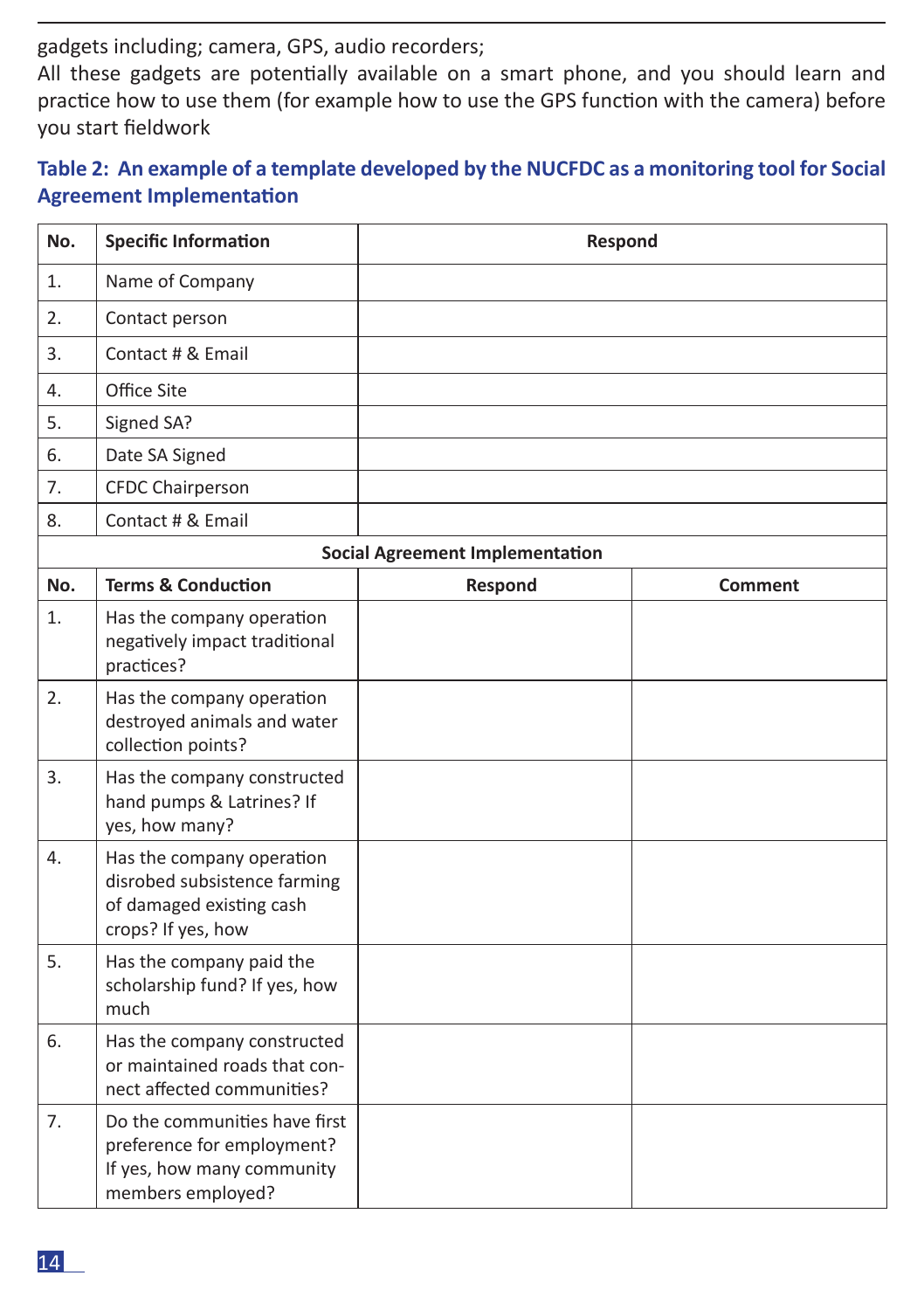gadgets including; camera, GPS, audio recorders;
All these gadgets are potentially available on a smart phone, and you should learn and practice how to use them (for example how to use the GPS function with the camera) before you start fieldwork

**Table 2: An example of a template developed by the NUCFDC as a monitoring tool for Social Agreement Implementation**

| No. | Specific Information | Respond | |
|---|---|---|---|
| 1. | Name of Company | | |
| 2. | Contact person | | |
| 3. | Contact # & Email | | |
| 4. | Office Site | | |
| 5. | Signed SA? | | |
| 6. | Date SA Signed | | |
| 7. | CFDC Chairperson | | |
| 8. | Contact # & Email | | |
| | **Social Agreement Implementation** | | |
| **No.** | **Terms & Conduction** | **Respond** | **Comment** |
| 1. | Has the company operation negatively impact traditional practices? | | |
| 2. | Has the company operation destroyed animals and water collection points? | | |
| 3. | Has the company constructed hand pumps & Latrines? If yes, how many? | | |
| 4. | Has the company operation disrobed subsistence farming of damaged existing cash crops? If yes, how | | |
| 5. | Has the company paid the scholarship fund? If yes, how much | | |
| 6. | Has the company constructed or maintained roads that connect affected communities? | | |
| 7. | Do the communities have first preference for employment? If yes, how many community members employed? | | |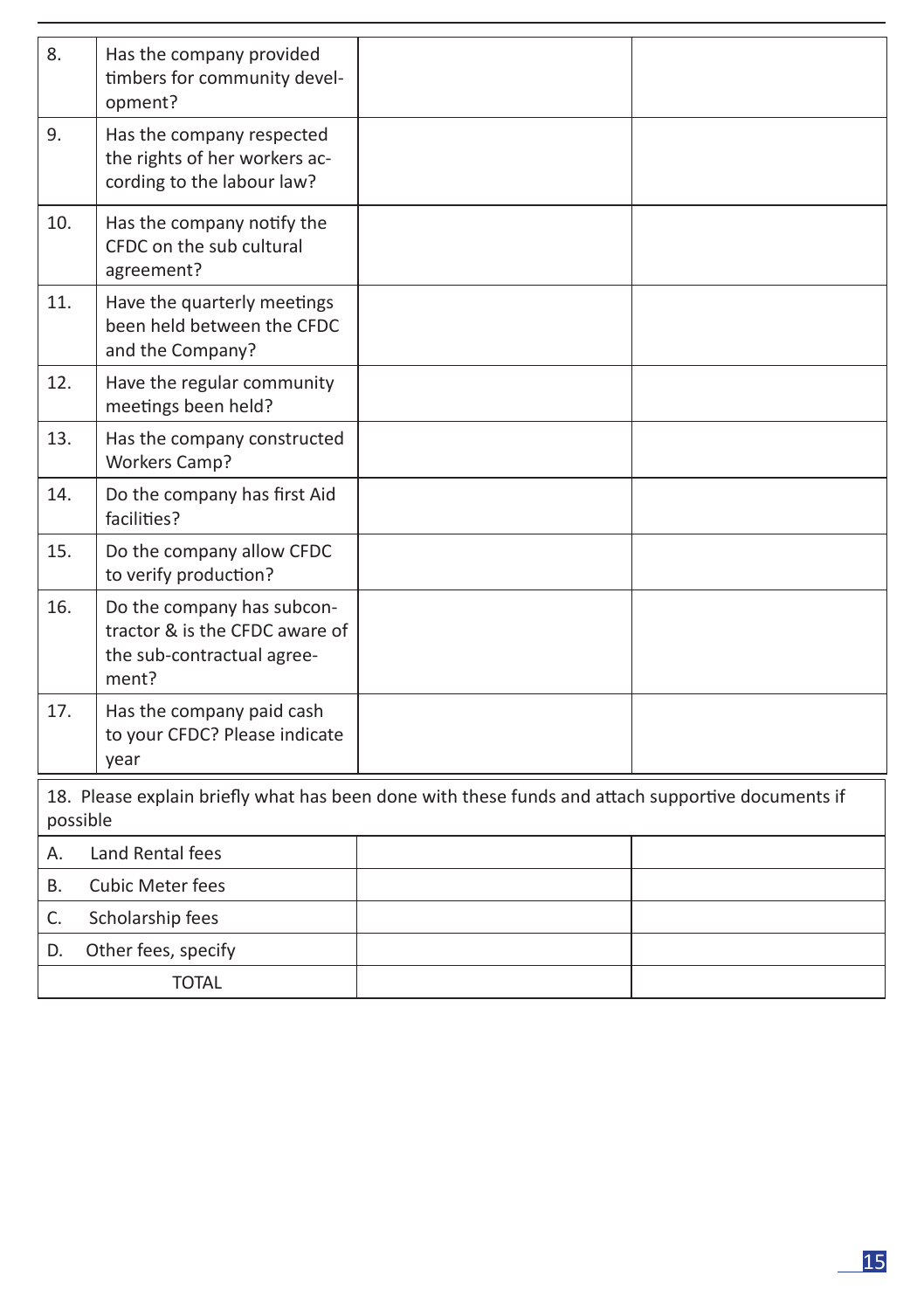| | | | |
|---|---|---|---|
| 8. | Has the company provided timbers for community development? | | |
| 9. | Has the company respected the rights of her workers according to the labour law? | | |
| 10. | Has the company notify the CFDC on the sub cultural agreement? | | |
| 11. | Have the quarterly meetings been held between the CFDC and the Company? | | |
| 12. | Have the regular community meetings been held? | | |
| 13. | Has the company constructed Workers Camp? | | |
| 14. | Do the company has first Aid facilities? | | |
| 15. | Do the company allow CFDC to verify production? | | |
| 16. | Do the company has subcontractor & is the CFDC aware of the sub-contractual agreement? | | |
| 17. | Has the company paid cash to your CFDC? Please indicate year | | |

18. Please explain briefly what has been done with these funds and attach supportive documents if possible

| | | |
|---|---|---|
| A. Land Rental fees | | |
| B. Cubic Meter fees | | |
| C. Scholarship fees | | |
| D. Other fees, specify | | |
| TOTAL | | |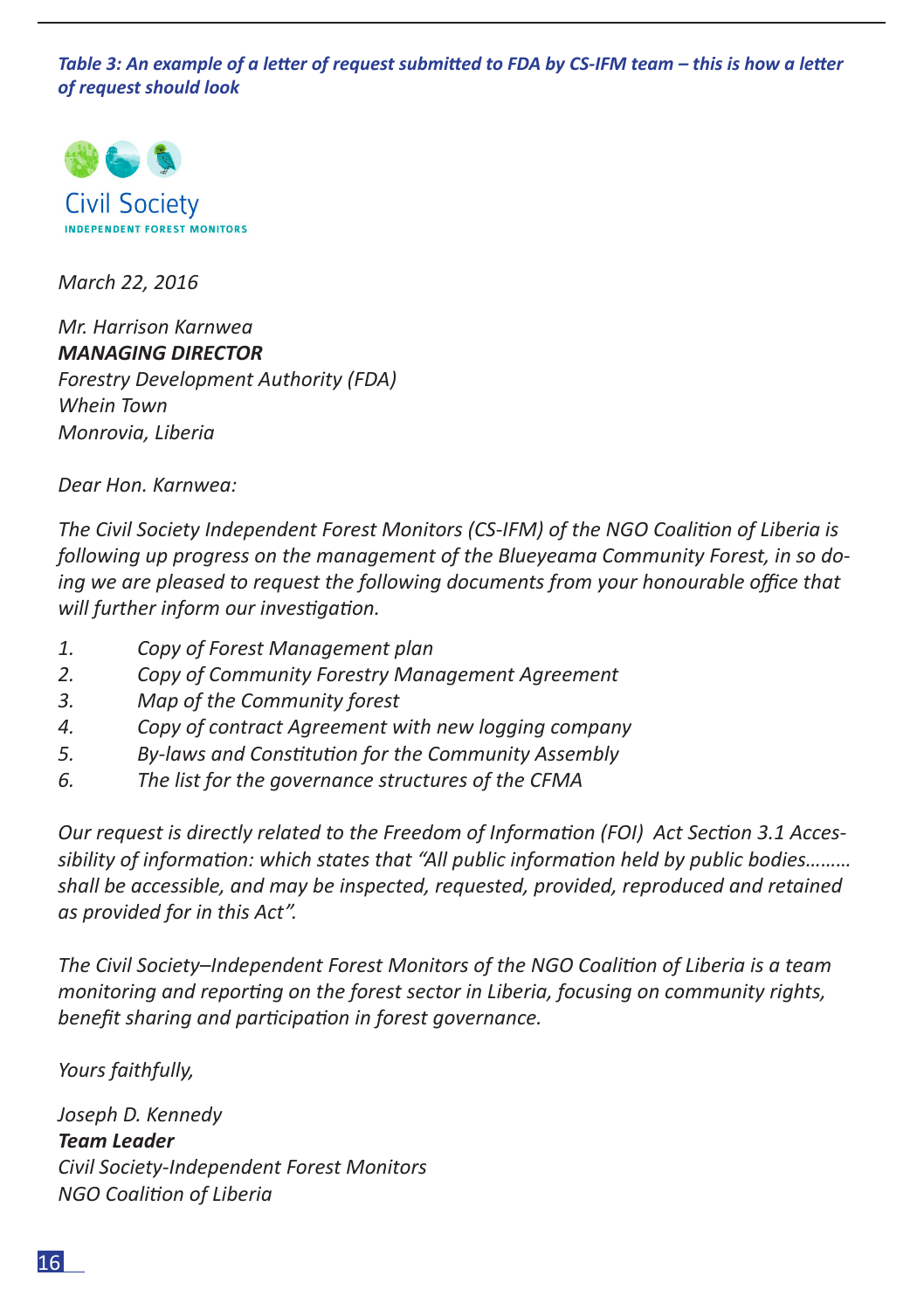*Table 3: An example of a letter of request submitted to FDA by CS-IFM team – this is how a letter of request should look*

Civil Society
INDEPENDENT FOREST MONITORS

*March 22, 2016*

*Mr. Harrison Karnwea*
***MANAGING DIRECTOR***
*Forestry Development Authority (FDA)*
*Whein Town*
*Monrovia, Liberia*

*Dear Hon. Karnwea:*

*The Civil Society Independent Forest Monitors (CS-IFM) of the NGO Coalition of Liberia is following up progress on the management of the Blueyeama Community Forest, in so doing we are pleased to request the following documents from your honourable office that will further inform our investigation.*

1. *Copy of Forest Management plan*
2. *Copy of Community Forestry Management Agreement*
3. *Map of the Community forest*
4. *Copy of contract Agreement with new logging company*
5. *By-laws and Constitution for the Community Assembly*
6. *The list for the governance structures of the CFMA*

*Our request is directly related to the Freedom of Information (FOI) Act Section 3.1 Accessibility of information: which states that "All public information held by public bodies……… shall be accessible, and may be inspected, requested, provided, reproduced and retained as provided for in this Act".*

*The Civil Society–Independent Forest Monitors of the NGO Coalition of Liberia is a team monitoring and reporting on the forest sector in Liberia, focusing on community rights, benefit sharing and participation in forest governance.*

*Yours faithfully,*

*Joseph D. Kennedy*
***Team Leader***
*Civil Society-Independent Forest Monitors*
*NGO Coalition of Liberia*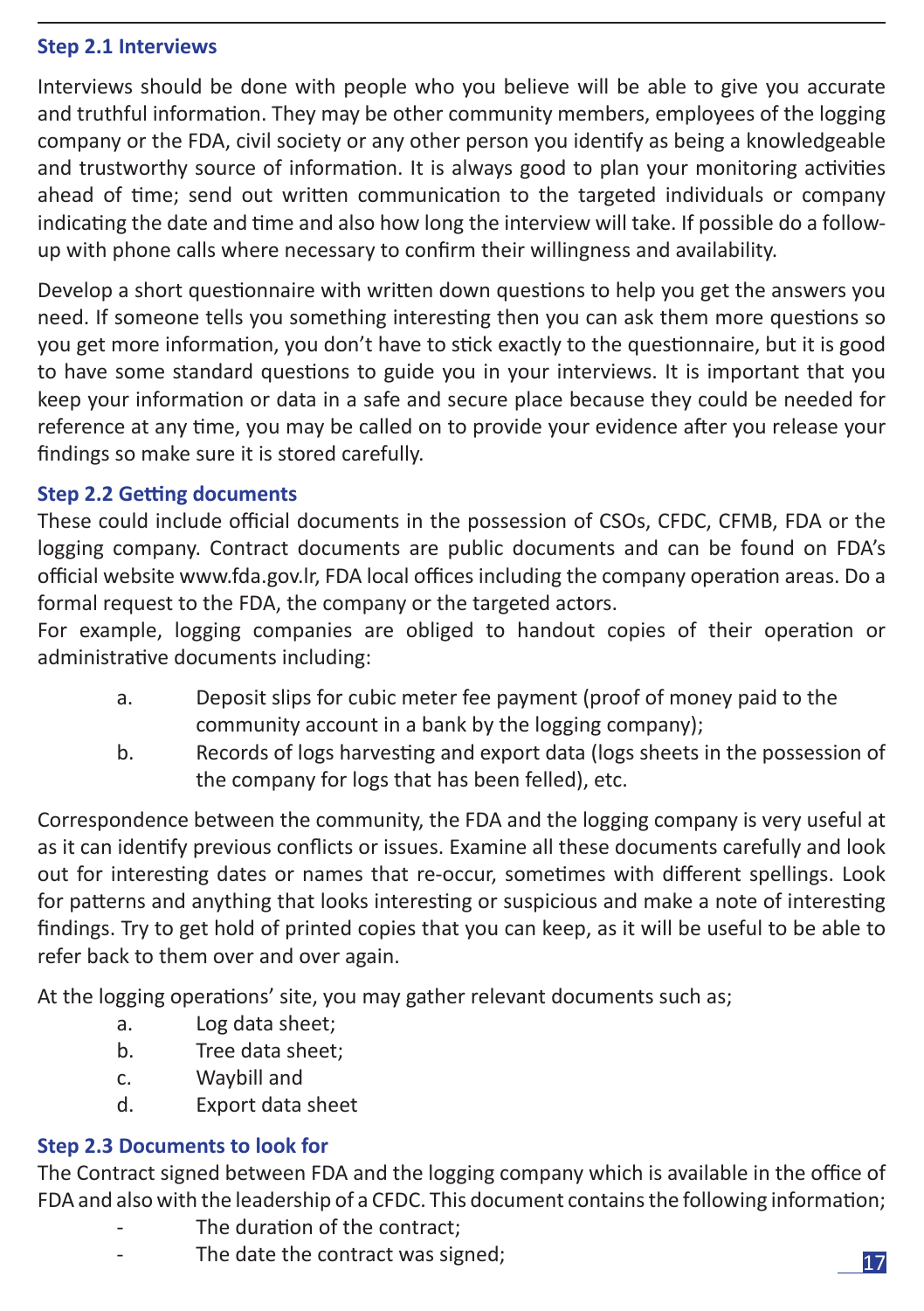### Step 2.1 Interviews

Interviews should be done with people who you believe will be able to give you accurate and truthful information. They may be other community members, employees of the logging company or the FDA, civil society or any other person you identify as being a knowledgeable and trustworthy source of information. It is always good to plan your monitoring activities ahead of time; send out written communication to the targeted individuals or company indicating the date and time and also how long the interview will take. If possible do a follow-up with phone calls where necessary to confirm their willingness and availability.

Develop a short questionnaire with written down questions to help you get the answers you need. If someone tells you something interesting then you can ask them more questions so you get more information, you don't have to stick exactly to the questionnaire, but it is good to have some standard questions to guide you in your interviews. It is important that you keep your information or data in a safe and secure place because they could be needed for reference at any time, you may be called on to provide your evidence after you release your findings so make sure it is stored carefully.

### Step 2.2 Getting documents

These could include official documents in the possession of CSOs, CFDC, CFMB, FDA or the logging company. Contract documents are public documents and can be found on FDA's official website www.fda.gov.lr, FDA local offices including the company operation areas. Do a formal request to the FDA, the company or the targeted actors.

For example, logging companies are obliged to handout copies of their operation or administrative documents including:

a. Deposit slips for cubic meter fee payment (proof of money paid to the community account in a bank by the logging company);

b. Records of logs harvesting and export data (logs sheets in the possession of the company for logs that has been felled), etc.

Correspondence between the community, the FDA and the logging company is very useful at as it can identify previous conflicts or issues. Examine all these documents carefully and look out for interesting dates or names that re-occur, sometimes with different spellings. Look for patterns and anything that looks interesting or suspicious and make a note of interesting findings. Try to get hold of printed copies that you can keep, as it will be useful to be able to refer back to them over and over again.

At the logging operations' site, you may gather relevant documents such as;

a. Log data sheet;

b. Tree data sheet;

c. Waybill and

d. Export data sheet

### Step 2.3 Documents to look for

The Contract signed between FDA and the logging company which is available in the office of FDA and also with the leadership of a CFDC. This document contains the following information;

- The duration of the contract;
- The date the contract was signed;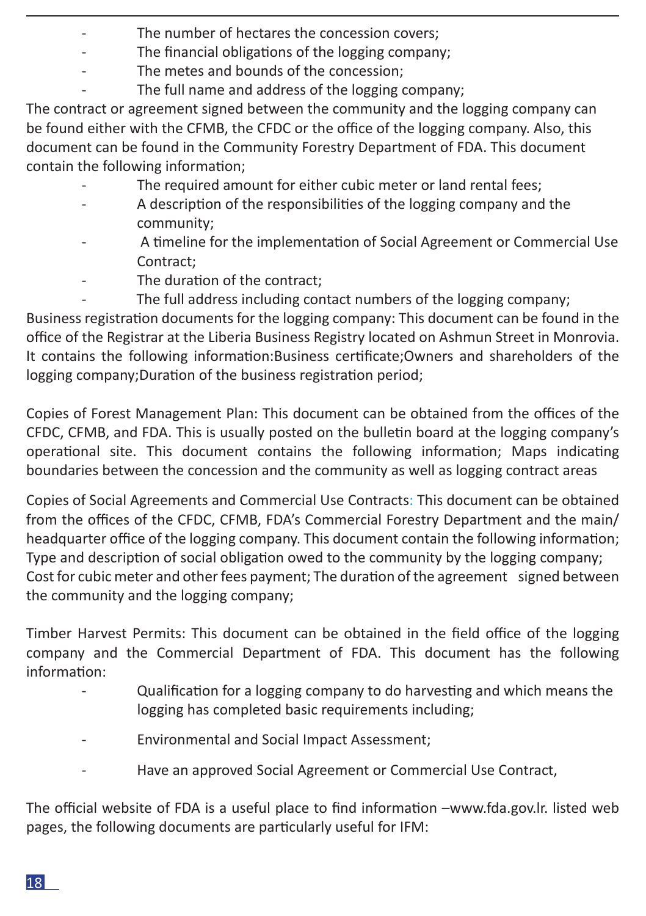- The number of hectares the concession covers;
- The financial obligations of the logging company;
- The metes and bounds of the concession;
- The full name and address of the logging company;

The contract or agreement signed between the community and the logging company can be found either with the CFMB, the CFDC or the office of the logging company. Also, this document can be found in the Community Forestry Department of FDA. This document contain the following information;

- The required amount for either cubic meter or land rental fees;
- A description of the responsibilities of the logging company and the community;
- A timeline for the implementation of Social Agreement or Commercial Use Contract;
- The duration of the contract;
- The full address including contact numbers of the logging company;

Business registration documents for the logging company: This document can be found in the office of the Registrar at the Liberia Business Registry located on Ashmun Street in Monrovia. It contains the following information:Business certificate;Owners and shareholders of the logging company;Duration of the business registration period;

Copies of Forest Management Plan: This document can be obtained from the offices of the CFDC, CFMB, and FDA. This is usually posted on the bulletin board at the logging company's operational site. This document contains the following information; Maps indicating boundaries between the concession and the community as well as logging contract areas

Copies of Social Agreements and Commercial Use Contracts: This document can be obtained from the offices of the CFDC, CFMB, FDA's Commercial Forestry Department and the main/headquarter office of the logging company. This document contain the following information; Type and description of social obligation owed to the community by the logging company; Cost for cubic meter and other fees payment; The duration of the agreement signed between the community and the logging company;

Timber Harvest Permits: This document can be obtained in the field office of the logging company and the Commercial Department of FDA. This document has the following information:

- Qualification for a logging company to do harvesting and which means the logging has completed basic requirements including;
- Environmental and Social Impact Assessment;
- Have an approved Social Agreement or Commercial Use Contract,

The official website of FDA is a useful place to find information –www.fda.gov.lr. listed web pages, the following documents are particularly useful for IFM: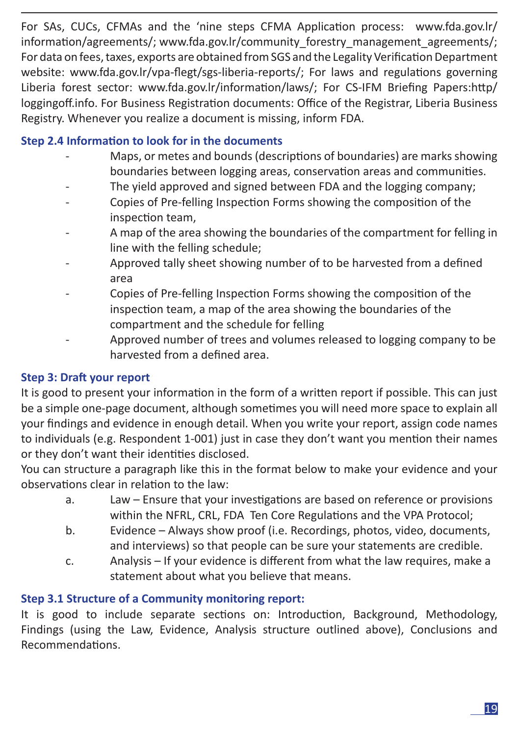For SAs, CUCs, CFMAs and the 'nine steps CFMA Application process: www.fda.gov.lr/information/agreements/; www.fda.gov.lr/community_forestry_management_agreements/; For data on fees, taxes, exports are obtained from SGS and the Legality Verification Department website: www.fda.gov.lr/vpa-flegt/sgs-liberia-reports/; For laws and regulations governing Liberia forest sector: www.fda.gov.lr/information/laws/; For CS-IFM Briefing Papers:http/loggingoff.info. For Business Registration documents: Office of the Registrar, Liberia Business Registry. Whenever you realize a document is missing, inform FDA.

### Step 2.4 Information to look for in the documents

- Maps, or metes and bounds (descriptions of boundaries) are marks showing boundaries between logging areas, conservation areas and communities.
- The yield approved and signed between FDA and the logging company;
- Copies of Pre-felling Inspection Forms showing the composition of the inspection team,
- A map of the area showing the boundaries of the compartment for felling in line with the felling schedule;
- Approved tally sheet showing number of to be harvested from a defined area
- Copies of Pre-felling Inspection Forms showing the composition of the inspection team, a map of the area showing the boundaries of the compartment and the schedule for felling
- Approved number of trees and volumes released to logging company to be harvested from a defined area.

### Step 3: Draft your report

It is good to present your information in the form of a written report if possible. This can just be a simple one-page document, although sometimes you will need more space to explain all your findings and evidence in enough detail. When you write your report, assign code names to individuals (e.g. Respondent 1-001) just in case they don't want you mention their names or they don't want their identities disclosed.

You can structure a paragraph like this in the format below to make your evidence and your observations clear in relation to the law:

a. Law – Ensure that your investigations are based on reference or provisions within the NFRL, CRL, FDA Ten Core Regulations and the VPA Protocol;

b. Evidence – Always show proof (i.e. Recordings, photos, video, documents, and interviews) so that people can be sure your statements are credible.

c. Analysis – If your evidence is different from what the law requires, make a statement about what you believe that means.

### Step 3.1 Structure of a Community monitoring report:

It is good to include separate sections on: Introduction, Background, Methodology, Findings (using the Law, Evidence, Analysis structure outlined above), Conclusions and Recommendations.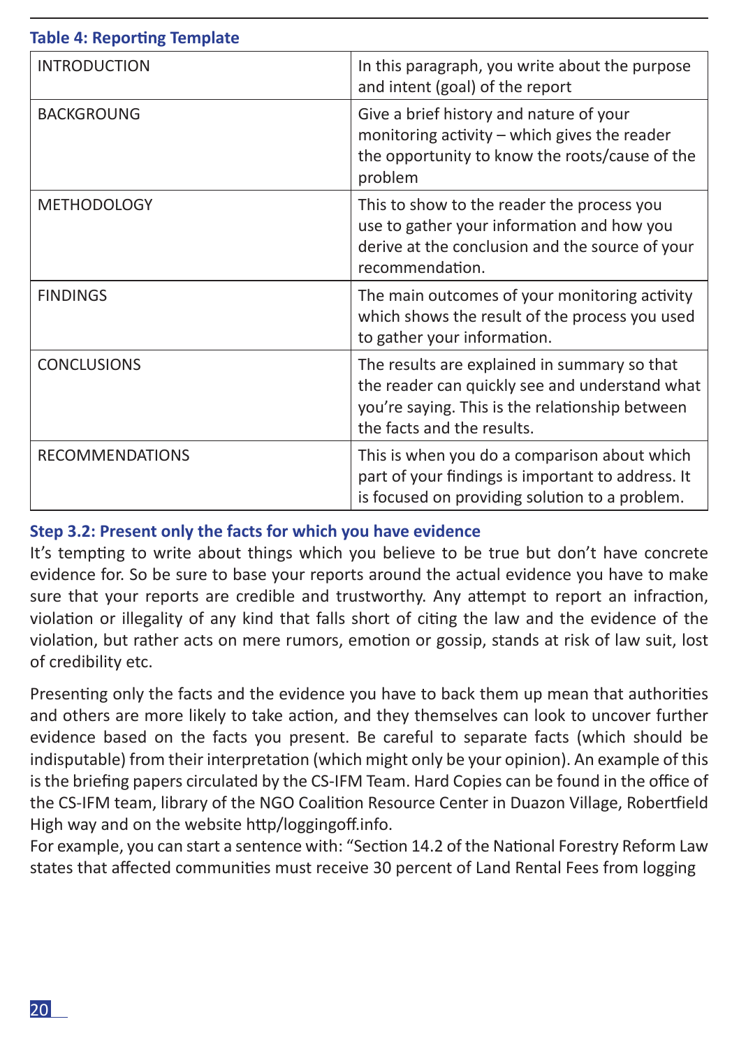**Table 4: Reporting Template**

| | |
|---|---|
| INTRODUCTION | In this paragraph, you write about the purpose and intent (goal) of the report |
| BACKGROUNG | Give a brief history and nature of your monitoring activity – which gives the reader the opportunity to know the roots/cause of the problem |
| METHODOLOGY | This to show to the reader the process you use to gather your information and how you derive at the conclusion and the source of your recommendation. |
| FINDINGS | The main outcomes of your monitoring activity which shows the result of the process you used to gather your information. |
| CONCLUSIONS | The results are explained in summary so that the reader can quickly see and understand what you're saying. This is the relationship between the facts and the results. |
| RECOMMENDATIONS | This is when you do a comparison about which part of your findings is important to address. It is focused on providing solution to a problem. |

### Step 3.2: Present only the facts for which you have evidence

It's tempting to write about things which you believe to be true but don't have concrete evidence for. So be sure to base your reports around the actual evidence you have to make sure that your reports are credible and trustworthy. Any attempt to report an infraction, violation or illegality of any kind that falls short of citing the law and the evidence of the violation, but rather acts on mere rumors, emotion or gossip, stands at risk of law suit, lost of credibility etc.

Presenting only the facts and the evidence you have to back them up mean that authorities and others are more likely to take action, and they themselves can look to uncover further evidence based on the facts you present. Be careful to separate facts (which should be indisputable) from their interpretation (which might only be your opinion). An example of this is the briefing papers circulated by the CS-IFM Team. Hard Copies can be found in the office of the CS-IFM team, library of the NGO Coalition Resource Center in Duazon Village, Robertfield High way and on the website http/loggingoff.info.

For example, you can start a sentence with: "Section 14.2 of the National Forestry Reform Law states that affected communities must receive 30 percent of Land Rental Fees from logging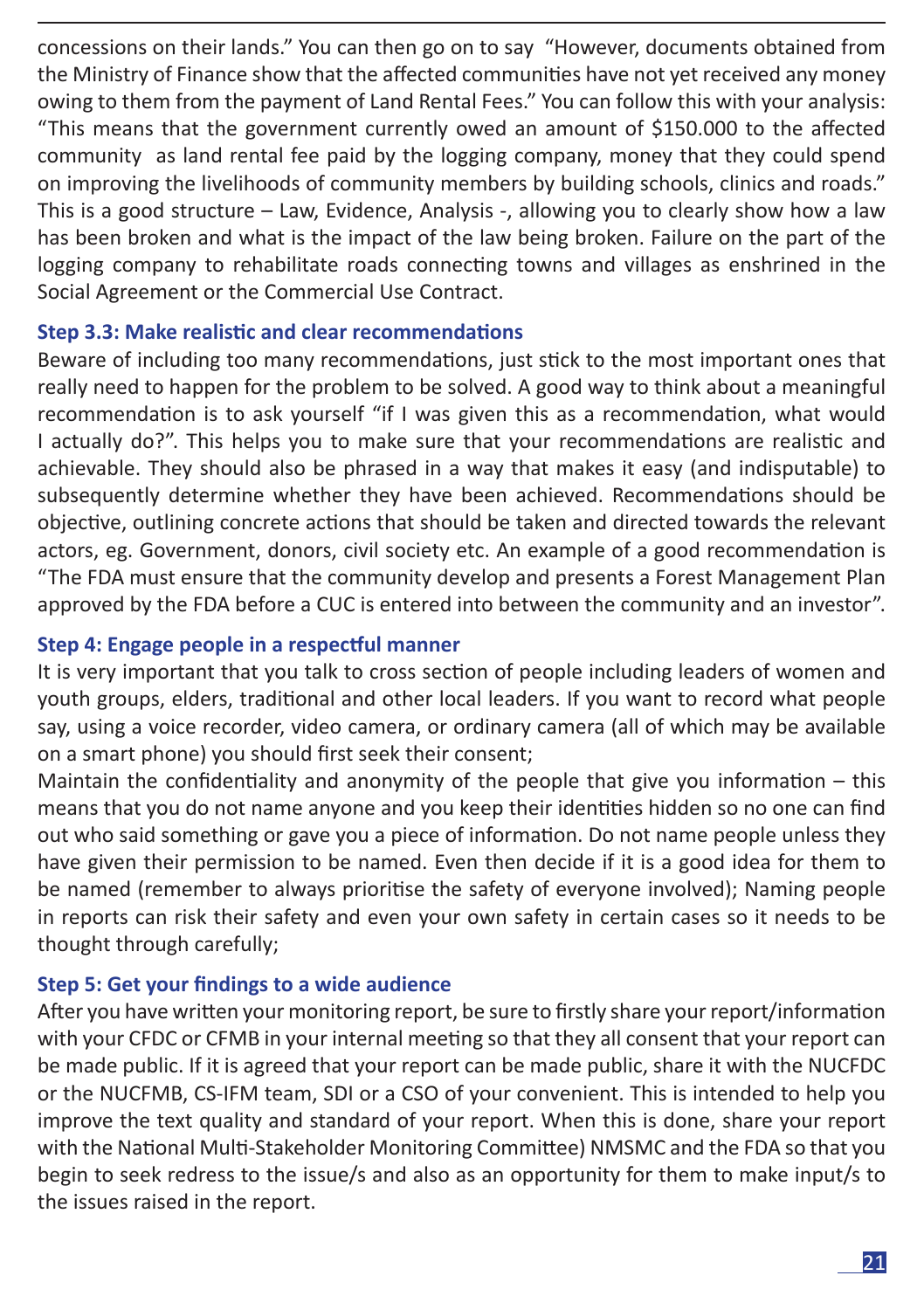concessions on their lands." You can then go on to say "However, documents obtained from the Ministry of Finance show that the affected communities have not yet received any money owing to them from the payment of Land Rental Fees." You can follow this with your analysis: "This means that the government currently owed an amount of $150.000 to the affected community as land rental fee paid by the logging company, money that they could spend on improving the livelihoods of community members by building schools, clinics and roads." This is a good structure – Law, Evidence, Analysis -, allowing you to clearly show how a law has been broken and what is the impact of the law being broken. Failure on the part of the logging company to rehabilitate roads connecting towns and villages as enshrined in the Social Agreement or the Commercial Use Contract.

### Step 3.3: Make realistic and clear recommendations

Beware of including too many recommendations, just stick to the most important ones that really need to happen for the problem to be solved. A good way to think about a meaningful recommendation is to ask yourself "if I was given this as a recommendation, what would I actually do?". This helps you to make sure that your recommendations are realistic and achievable. They should also be phrased in a way that makes it easy (and indisputable) to subsequently determine whether they have been achieved. Recommendations should be objective, outlining concrete actions that should be taken and directed towards the relevant actors, eg. Government, donors, civil society etc. An example of a good recommendation is "The FDA must ensure that the community develop and presents a Forest Management Plan approved by the FDA before a CUC is entered into between the community and an investor".

### Step 4: Engage people in a respectful manner

It is very important that you talk to cross section of people including leaders of women and youth groups, elders, traditional and other local leaders. If you want to record what people say, using a voice recorder, video camera, or ordinary camera (all of which may be available on a smart phone) you should first seek their consent;

Maintain the confidentiality and anonymity of the people that give you information – this means that you do not name anyone and you keep their identities hidden so no one can find out who said something or gave you a piece of information. Do not name people unless they have given their permission to be named. Even then decide if it is a good idea for them to be named (remember to always prioritise the safety of everyone involved); Naming people in reports can risk their safety and even your own safety in certain cases so it needs to be thought through carefully;

### Step 5: Get your findings to a wide audience

After you have written your monitoring report, be sure to firstly share your report/information with your CFDC or CFMB in your internal meeting so that they all consent that your report can be made public. If it is agreed that your report can be made public, share it with the NUCFDC or the NUCFMB, CS-IFM team, SDI or a CSO of your convenient. This is intended to help you improve the text quality and standard of your report. When this is done, share your report with the National Multi-Stakeholder Monitoring Committee) NMSMC and the FDA so that you begin to seek redress to the issue/s and also as an opportunity for them to make input/s to the issues raised in the report.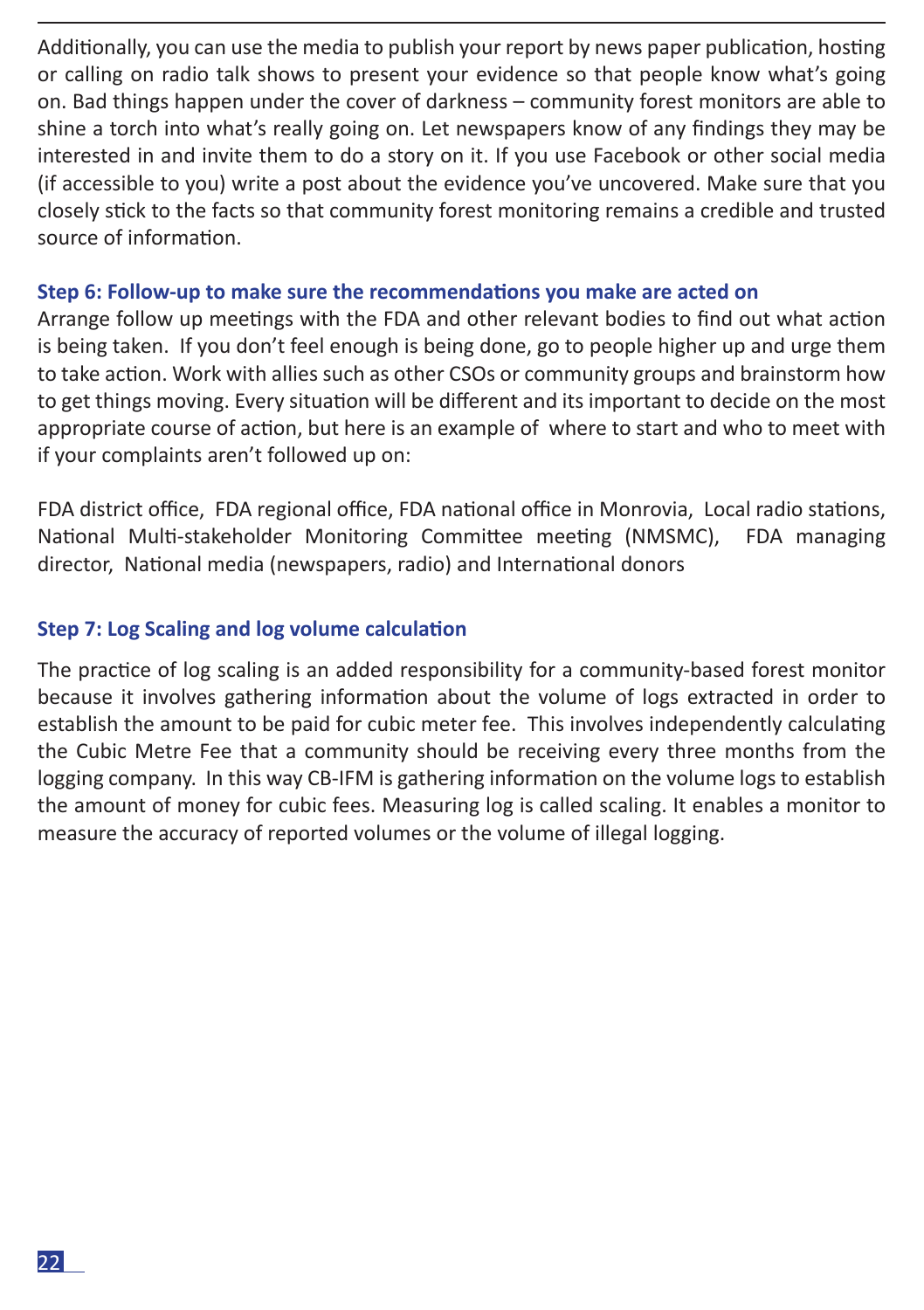Additionally, you can use the media to publish your report by news paper publication, hosting or calling on radio talk shows to present your evidence so that people know what's going on. Bad things happen under the cover of darkness – community forest monitors are able to shine a torch into what's really going on. Let newspapers know of any findings they may be interested in and invite them to do a story on it. If you use Facebook or other social media (if accessible to you) write a post about the evidence you've uncovered. Make sure that you closely stick to the facts so that community forest monitoring remains a credible and trusted source of information.

### Step 6: Follow-up to make sure the recommendations you make are acted on

Arrange follow up meetings with the FDA and other relevant bodies to find out what action is being taken. If you don't feel enough is being done, go to people higher up and urge them to take action. Work with allies such as other CSOs or community groups and brainstorm how to get things moving. Every situation will be different and its important to decide on the most appropriate course of action, but here is an example of where to start and who to meet with if your complaints aren't followed up on:

FDA district office, FDA regional office, FDA national office in Monrovia, Local radio stations, National Multi-stakeholder Monitoring Committee meeting (NMSMC), FDA managing director, National media (newspapers, radio) and International donors

### Step 7: Log Scaling and log volume calculation

The practice of log scaling is an added responsibility for a community-based forest monitor because it involves gathering information about the volume of logs extracted in order to establish the amount to be paid for cubic meter fee. This involves independently calculating the Cubic Metre Fee that a community should be receiving every three months from the logging company. In this way CB-IFM is gathering information on the volume logs to establish the amount of money for cubic fees. Measuring log is called scaling. It enables a monitor to measure the accuracy of reported volumes or the volume of illegal logging.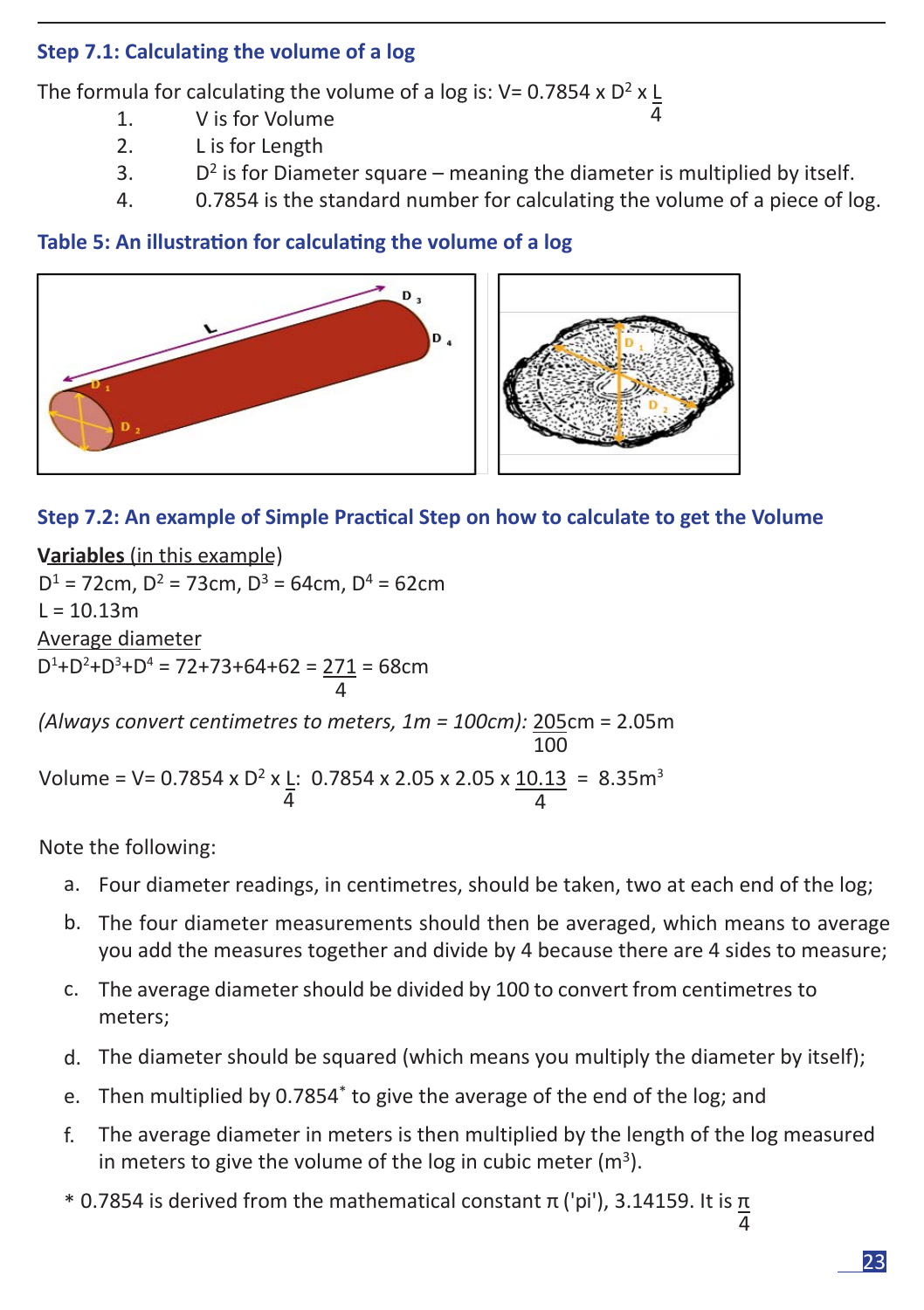### Step 7.1: Calculating the volume of a log

The formula for calculating the volume of a log is: $V = 0.7854 \times D^2 \times \frac{L}{4}$

1. V is for Volume
2. L is for Length
3. $D^2$ is for Diameter square – meaning the diameter is multiplied by itself.
4. 0.7854 is the standard number for calculating the volume of a piece of log.

### Table 5: An illustration for calculating the volume of a log

L

$D_1$ $D_2$ $D_3$ $D_4$

$D_1$ $D_2$

### Step 7.2: An example of Simple Practical Step on how to calculate to get the Volume

**Variables** (in this example)

$D^1 = 72cm$, $D^2 = 73cm$, $D^3 = 64cm$, $D^4 = 62cm$

L = 10.13m

Average diameter

$D^1+D^2+D^3+D^4 = 72+73+64+62 = \frac{271}{4} = 68cm$

*(Always convert centimetres to meters, 1m = 100cm):* $\frac{205cm}{100} = 2.05m$

Volume = $V = 0.7854 \times D^2 \times \frac{L}{4}$: $0.7854 \times 2.05 \times 2.05 \times \frac{10.13}{4} = 8.35m^3$

Note the following:

a. Four diameter readings, in centimetres, should be taken, two at each end of the log;

b. The four diameter measurements should then be averaged, which means to average you add the measures together and divide by 4 because there are 4 sides to measure;

c. The average diameter should be divided by 100 to convert from centimetres to meters;

d. The diameter should be squared (which means you multiply the diameter by itself);

e. Then multiplied by 0.7854* to give the average of the end of the log; and

f. The average diameter in meters is then multiplied by the length of the log measured in meters to give the volume of the log in cubic meter ($m^3$).

* 0.7854 is derived from the mathematical constant π ('pi'), 3.14159. It is $\frac{\pi}{4}$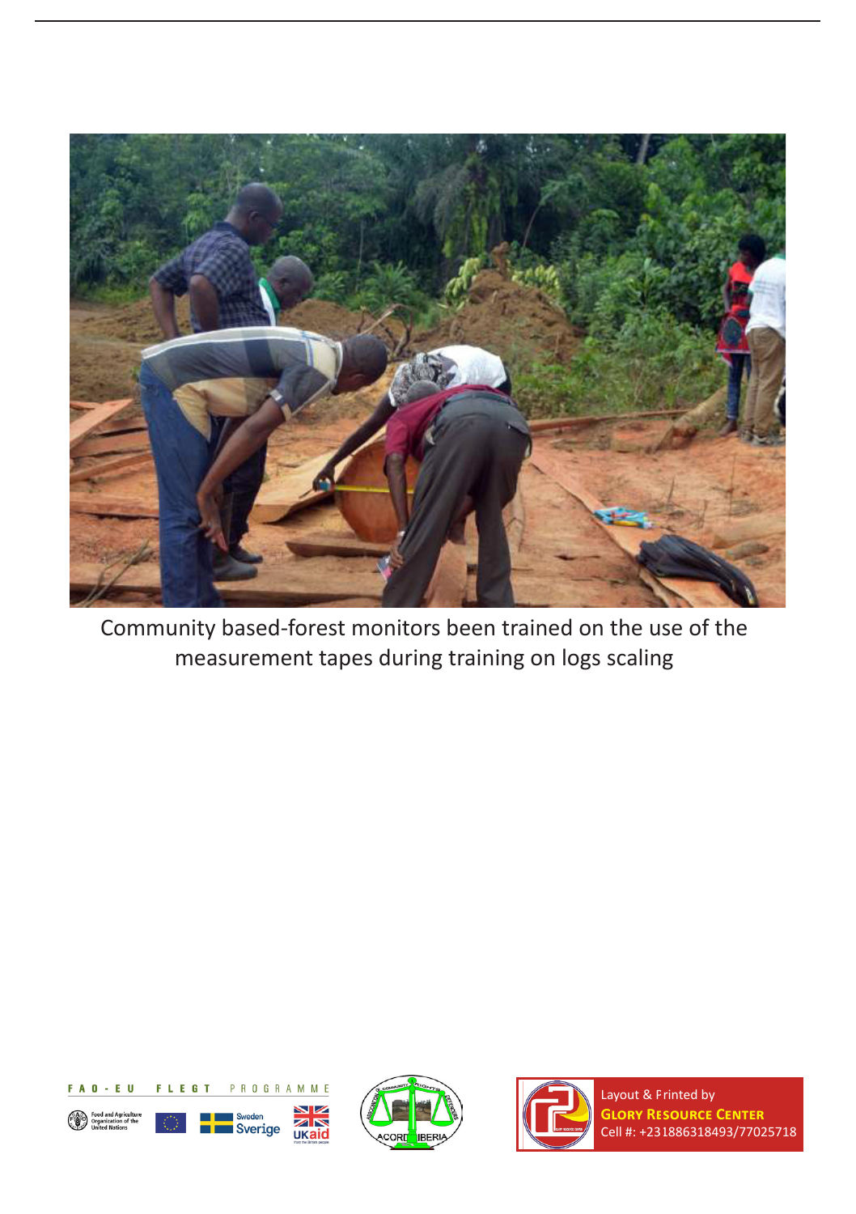Community based-forest monitors been trained on the use of the measurement tapes during training on logs scaling

FAO - EU FLEGT PROGRAMME

Layout & Printed by
Glory Resource Center
Cell #: +231886318493/77025718